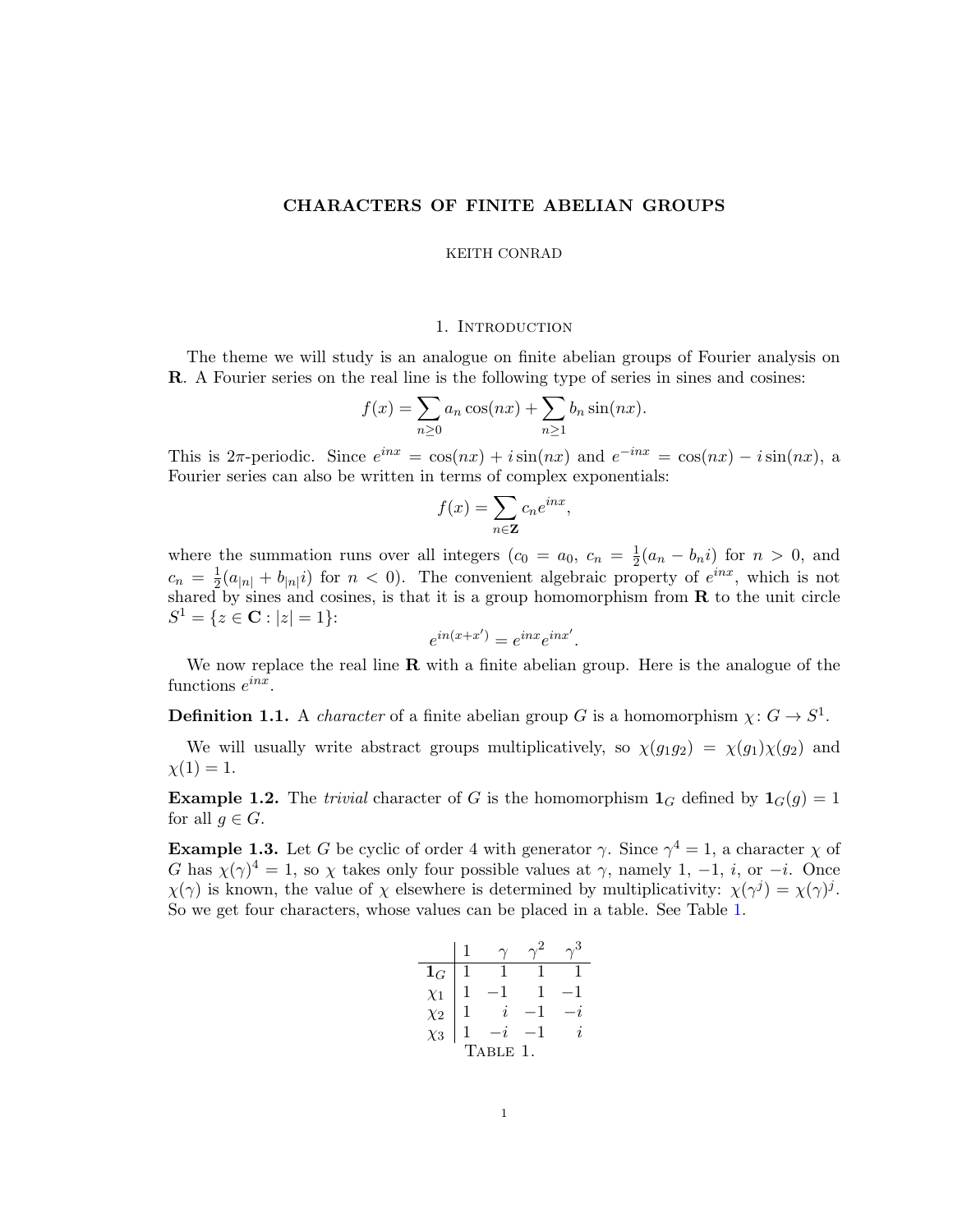# CHARACTERS OF FINITE ABELIAN GROUPS

KEITH CONRAD

## 1. Introduction

The theme we will study is an analogue on finite abelian groups of Fourier analysis on $\mathbf{R}$. A Fourier series on the real line is the following type of series in sines and cosines:

$$f(x) = \sum_{n \geq 0} a_n \cos(nx) + \sum_{n \geq 1} b_n \sin(nx).$$

This is $2\pi$-periodic. Since $e^{inx} = \cos(nx) + i\sin(nx)$ and $e^{-inx} = \cos(nx) - i\sin(nx)$, a Fourier series can also be written in terms of complex exponentials:

$$f(x) = \sum_{n \in \mathbf{Z}} c_n e^{inx},$$

where the summation runs over all integers ($c_0 = a_0$, $c_n = \frac{1}{2}(a_n - b_n i)$ for $n > 0$, and $c_n = \frac{1}{2}(a_{|n|} + b_{|n|}i)$ for $n < 0$). The convenient algebraic property of $e^{inx}$, which is not shared by sines and cosines, is that it is a group homomorphism from $\mathbf{R}$ to the unit circle $S^1 = \{z \in \mathbf{C} : |z| = 1\}$:

$$e^{in(x+x')} = e^{inx}e^{inx'}.$$

We now replace the real line $\mathbf{R}$ with a finite abelian group. Here is the analogue of the functions $e^{inx}$.

**Definition 1.1.** A *character* of a finite abelian group $G$ is a homomorphism $\chi \colon G \to S^1$.

We will usually write abstract groups multiplicatively, so $\chi(g_1 g_2) = \chi(g_1)\chi(g_2)$ and $\chi(1) = 1$.

**Example 1.2.** The *trivial* character of $G$ is the homomorphism $\mathbf{1}_G$ defined by $\mathbf{1}_G(g) = 1$ for all $g \in G$.

**Example 1.3.** Let $G$ be cyclic of order 4 with generator $\gamma$. Since $\gamma^4 = 1$, a character $\chi$ of $G$ has $\chi(\gamma)^4 = 1$, so $\chi$ takes only four possible values at $\gamma$, namely $1$, $-1$, $i$, or $-i$. Once $\chi(\gamma)$ is known, the value of $\chi$ elsewhere is determined by multiplicativity: $\chi(\gamma^j) = \chi(\gamma)^j$. So we get four characters, whose values can be placed in a table. See Table 1.

| | $1$ | $\gamma$ | $\gamma^2$ | $\gamma^3$ |
|---|---|---|---|---|
| $\mathbf{1}_G$ | $1$ | $1$ | $1$ | $1$ |
| $\chi_1$ | $1$ | $-1$ | $1$ | $-1$ |
| $\chi_2$ | $1$ | $i$ | $-1$ | $-i$ |
| $\chi_3$ | $1$ | $-i$ | $-1$ | $i$ |

Table 1.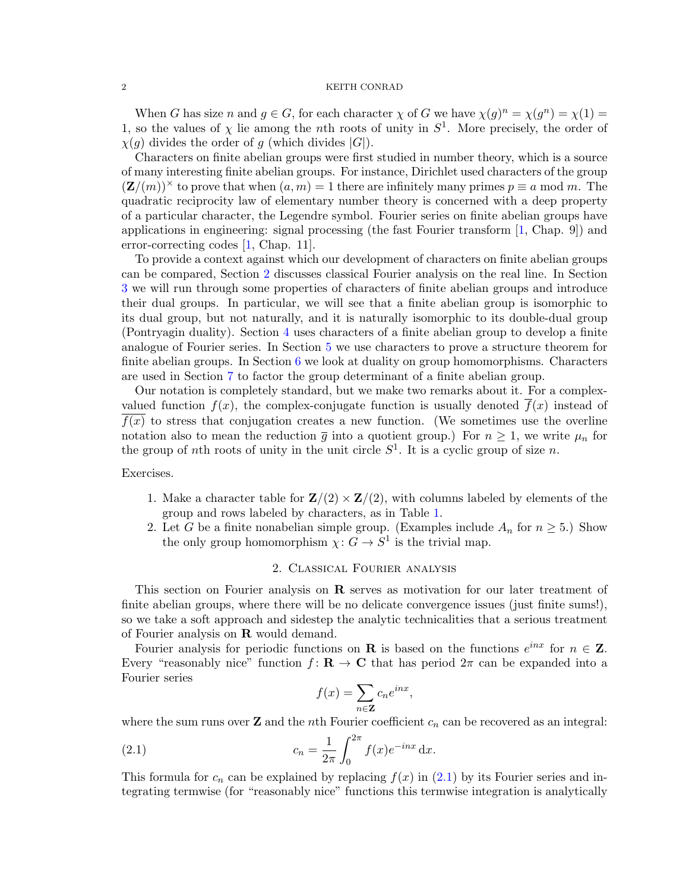When $G$ has size $n$ and $g \in G$, for each character $\chi$ of $G$ we have $\chi(g)^n = \chi(g^n) = \chi(1) = 1$, so the values of $\chi$ lie among the $n$th roots of unity in $S^1$. More precisely, the order of $\chi(g)$ divides the order of $g$ (which divides $|G|$).

Characters on finite abelian groups were first studied in number theory, which is a source of many interesting finite abelian groups. For instance, Dirichlet used characters of the group $(\mathbf{Z}/(m))^\times$ to prove that when $(a, m) = 1$ there are infinitely many primes $p \equiv a \bmod m$. The quadratic reciprocity law of elementary number theory is concerned with a deep property of a particular character, the Legendre symbol. Fourier series on finite abelian groups have applications in engineering: signal processing (the fast Fourier transform [1, Chap. 9]) and error-correcting codes [1, Chap. 11].

To provide a context against which our development of characters on finite abelian groups can be compared, Section 2 discusses classical Fourier analysis on the real line. In Section 3 we will run through some properties of characters of finite abelian groups and introduce their dual groups. In particular, we will see that a finite abelian group is isomorphic to its dual group, but not naturally, and it is naturally isomorphic to its double-dual group (Pontryagin duality). Section 4 uses characters of a finite abelian group to develop a finite analogue of Fourier series. In Section 5 we use characters to prove a structure theorem for finite abelian groups. In Section 6 we look at duality on group homomorphisms. Characters are used in Section 7 to factor the group determinant of a finite abelian group.

Our notation is completely standard, but we make two remarks about it. For a complex-valued function $f(x)$, the complex-conjugate function is usually denoted $\overline{f}(x)$ instead of $\overline{f(x)}$ to stress that conjugation creates a new function. (We sometimes use the overline notation also to mean the reduction $\overline{g}$ into a quotient group.) For $n \geq 1$, we write $\mu_n$ for the group of $n$th roots of unity in the unit circle $S^1$. It is a cyclic group of size $n$.

Exercises.

1. Make a character table for $\mathbf{Z}/(2) \times \mathbf{Z}/(2)$, with columns labeled by elements of the group and rows labeled by characters, as in Table 1.
2. Let $G$ be a finite nonabelian simple group. (Examples include $A_n$ for $n \geq 5$.) Show the only group homomorphism $\chi \colon G \to S^1$ is the trivial map.

## 2. Classical Fourier analysis

This section on Fourier analysis on $\mathbf{R}$ serves as motivation for our later treatment of finite abelian groups, where there will be no delicate convergence issues (just finite sums!), so we take a soft approach and sidestep the analytic technicalities that a serious treatment of Fourier analysis on $\mathbf{R}$ would demand.

Fourier analysis for periodic functions on $\mathbf{R}$ is based on the functions $e^{inx}$ for $n \in \mathbf{Z}$. Every "reasonably nice" function $f \colon \mathbf{R} \to \mathbf{C}$ that has period $2\pi$ can be expanded into a Fourier series

$$f(x) = \sum_{n \in \mathbf{Z}} c_n e^{inx},$$

where the sum runs over $\mathbf{Z}$ and the $n$th Fourier coefficient $c_n$ can be recovered as an integral:

$$c_n = \frac{1}{2\pi} \int_0^{2\pi} f(x) e^{-inx} \, \mathrm{d}x. \tag{2.1}$$

This formula for $c_n$ can be explained by replacing $f(x)$ in (2.1) by its Fourier series and integrating termwise (for "reasonably nice" functions this termwise integration is analytically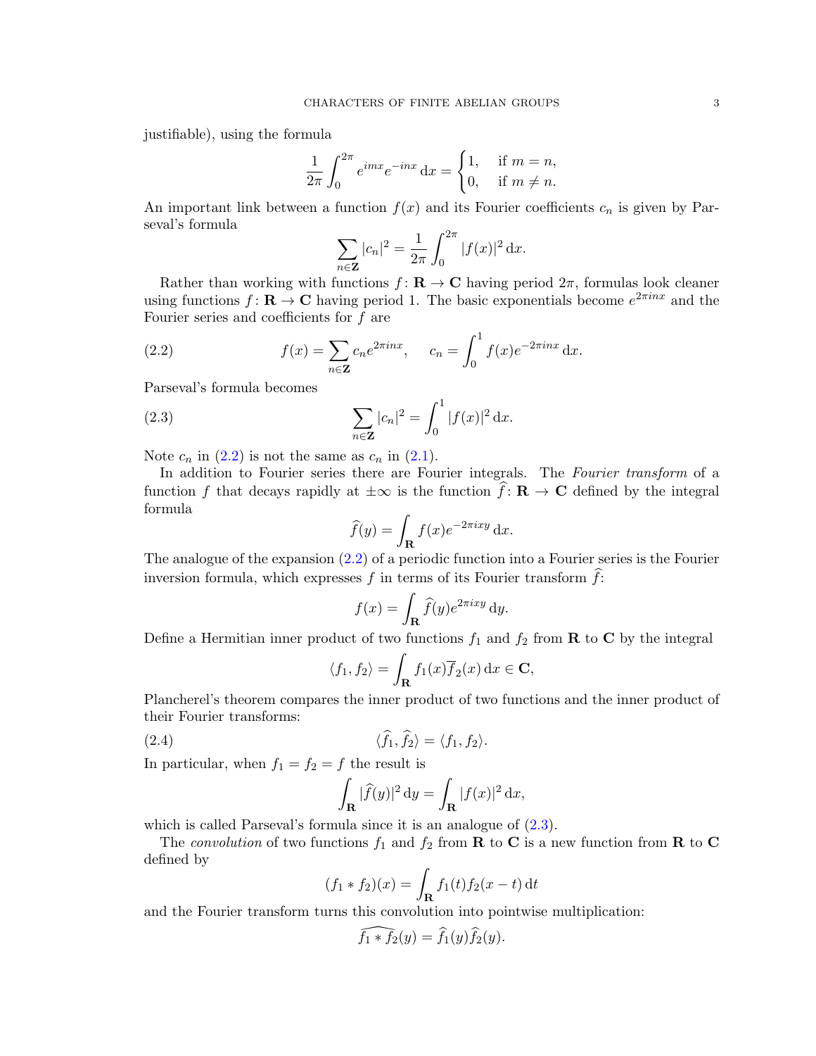justifiable), using the formula

$$\frac{1}{2\pi}\int_0^{2\pi} e^{imx}e^{-inx}\,\mathrm{d}x = \begin{cases} 1, & \text{if } m = n, \\ 0, & \text{if } m \neq n. \end{cases}$$

An important link between a function $f(x)$ and its Fourier coefficients $c_n$ is given by Parseval's formula

$$\sum_{n\in\mathbf{Z}} |c_n|^2 = \frac{1}{2\pi}\int_0^{2\pi} |f(x)|^2\,\mathrm{d}x.$$

Rather than working with functions $f\colon \mathbf{R} \to \mathbf{C}$ having period $2\pi$, formulas look cleaner using functions $f\colon \mathbf{R} \to \mathbf{C}$ having period 1. The basic exponentials become $e^{2\pi inx}$ and the Fourier series and coefficients for $f$ are

$$f(x) = \sum_{n\in\mathbf{Z}} c_n e^{2\pi inx}, \quad c_n = \int_0^1 f(x)e^{-2\pi inx}\,\mathrm{d}x. \tag{2.2}$$

Parseval's formula becomes

$$\sum_{n\in\mathbf{Z}} |c_n|^2 = \int_0^1 |f(x)|^2\,\mathrm{d}x. \tag{2.3}$$

Note $c_n$ in (2.2) is not the same as $c_n$ in (2.1).

In addition to Fourier series there are Fourier integrals. The *Fourier transform* of a function $f$ that decays rapidly at $\pm\infty$ is the function $\widehat{f}\colon \mathbf{R} \to \mathbf{C}$ defined by the integral formula

$$\widehat{f}(y) = \int_{\mathbf{R}} f(x)e^{-2\pi ixy}\,\mathrm{d}x.$$

The analogue of the expansion (2.2) of a periodic function into a Fourier series is the Fourier inversion formula, which expresses $f$ in terms of its Fourier transform $\widehat{f}$:

$$f(x) = \int_{\mathbf{R}} \widehat{f}(y)e^{2\pi ixy}\,\mathrm{d}y.$$

Define a Hermitian inner product of two functions $f_1$ and $f_2$ from $\mathbf{R}$ to $\mathbf{C}$ by the integral

$$\langle f_1, f_2\rangle = \int_{\mathbf{R}} f_1(x)\overline{f}_2(x)\,\mathrm{d}x \in \mathbf{C},$$

Plancherel's theorem compares the inner product of two functions and the inner product of their Fourier transforms:

$$\langle \widehat{f_1}, \widehat{f_2}\rangle = \langle f_1, f_2\rangle. \tag{2.4}$$

In particular, when $f_1 = f_2 = f$ the result is

$$\int_{\mathbf{R}} |\widehat{f}(y)|^2\,\mathrm{d}y = \int_{\mathbf{R}} |f(x)|^2\,\mathrm{d}x,$$

which is called Parseval's formula since it is an analogue of (2.3).

The *convolution* of two functions $f_1$ and $f_2$ from $\mathbf{R}$ to $\mathbf{C}$ is a new function from $\mathbf{R}$ to $\mathbf{C}$ defined by

$$(f_1 * f_2)(x) = \int_{\mathbf{R}} f_1(t)f_2(x-t)\,\mathrm{d}t$$

and the Fourier transform turns this convolution into pointwise multiplication:

$$\widehat{f_1 * f_2}(y) = \widehat{f_1}(y)\widehat{f_2}(y).$$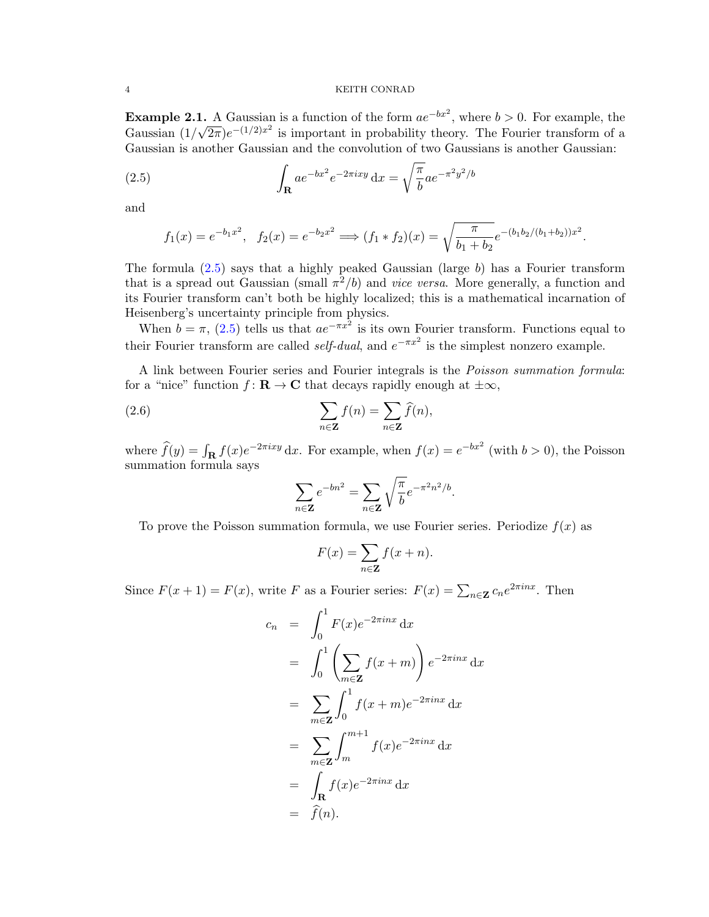**Example 2.1.** A Gaussian is a function of the form $ae^{-bx^2}$, where $b > 0$. For example, the Gaussian $(1/\sqrt{2\pi})e^{-(1/2)x^2}$ is important in probability theory. The Fourier transform of a Gaussian is another Gaussian and the convolution of two Gaussians is another Gaussian:

$$\int_{\mathbf{R}} ae^{-bx^2}e^{-2\pi ixy}\,\mathrm{d}x = \sqrt{\frac{\pi}{b}}ae^{-\pi^2y^2/b} \tag{2.5}$$

and

$$f_1(x) = e^{-b_1x^2}, \quad f_2(x) = e^{-b_2x^2} \Longrightarrow (f_1 * f_2)(x) = \sqrt{\frac{\pi}{b_1+b_2}}e^{-(b_1b_2/(b_1+b_2))x^2}.$$

The formula (2.5) says that a highly peaked Gaussian (large $b$) has a Fourier transform that is a spread out Gaussian (small $\pi^2/b$) and *vice versa*. More generally, a function and its Fourier transform can't both be highly localized; this is a mathematical incarnation of Heisenberg's uncertainty principle from physics.

When $b = \pi$, (2.5) tells us that $ae^{-\pi x^2}$ is its own Fourier transform. Functions equal to their Fourier transform are called *self-dual*, and $e^{-\pi x^2}$ is the simplest nonzero example.

A link between Fourier series and Fourier integrals is the *Poisson summation formula*: for a "nice" function $f\colon \mathbf{R} \to \mathbf{C}$ that decays rapidly enough at $\pm\infty$,

$$\sum_{n\in\mathbf{Z}} f(n) = \sum_{n\in\mathbf{Z}} \widehat{f}(n), \tag{2.6}$$

where $\widehat{f}(y) = \int_{\mathbf{R}} f(x)e^{-2\pi ixy}\,\mathrm{d}x$. For example, when $f(x) = e^{-bx^2}$ (with $b > 0$), the Poisson summation formula says

$$\sum_{n\in\mathbf{Z}} e^{-bn^2} = \sum_{n\in\mathbf{Z}} \sqrt{\frac{\pi}{b}}e^{-\pi^2n^2/b}.$$

To prove the Poisson summation formula, we use Fourier series. Periodize $f(x)$ as

$$F(x) = \sum_{n\in\mathbf{Z}} f(x+n).$$

Since $F(x+1) = F(x)$, write $F$ as a Fourier series: $F(x) = \sum_{n\in\mathbf{Z}} c_ne^{2\pi inx}$. Then

$$\begin{aligned}
c_n &= \int_0^1 F(x)e^{-2\pi inx}\,\mathrm{d}x \\
&= \int_0^1 \left(\sum_{m\in\mathbf{Z}} f(x+m)\right)e^{-2\pi inx}\,\mathrm{d}x \\
&= \sum_{m\in\mathbf{Z}} \int_0^1 f(x+m)e^{-2\pi inx}\,\mathrm{d}x \\
&= \sum_{m\in\mathbf{Z}} \int_m^{m+1} f(x)e^{-2\pi inx}\,\mathrm{d}x \\
&= \int_{\mathbf{R}} f(x)e^{-2\pi inx}\,\mathrm{d}x \\
&= \widehat{f}(n).
\end{aligned}$$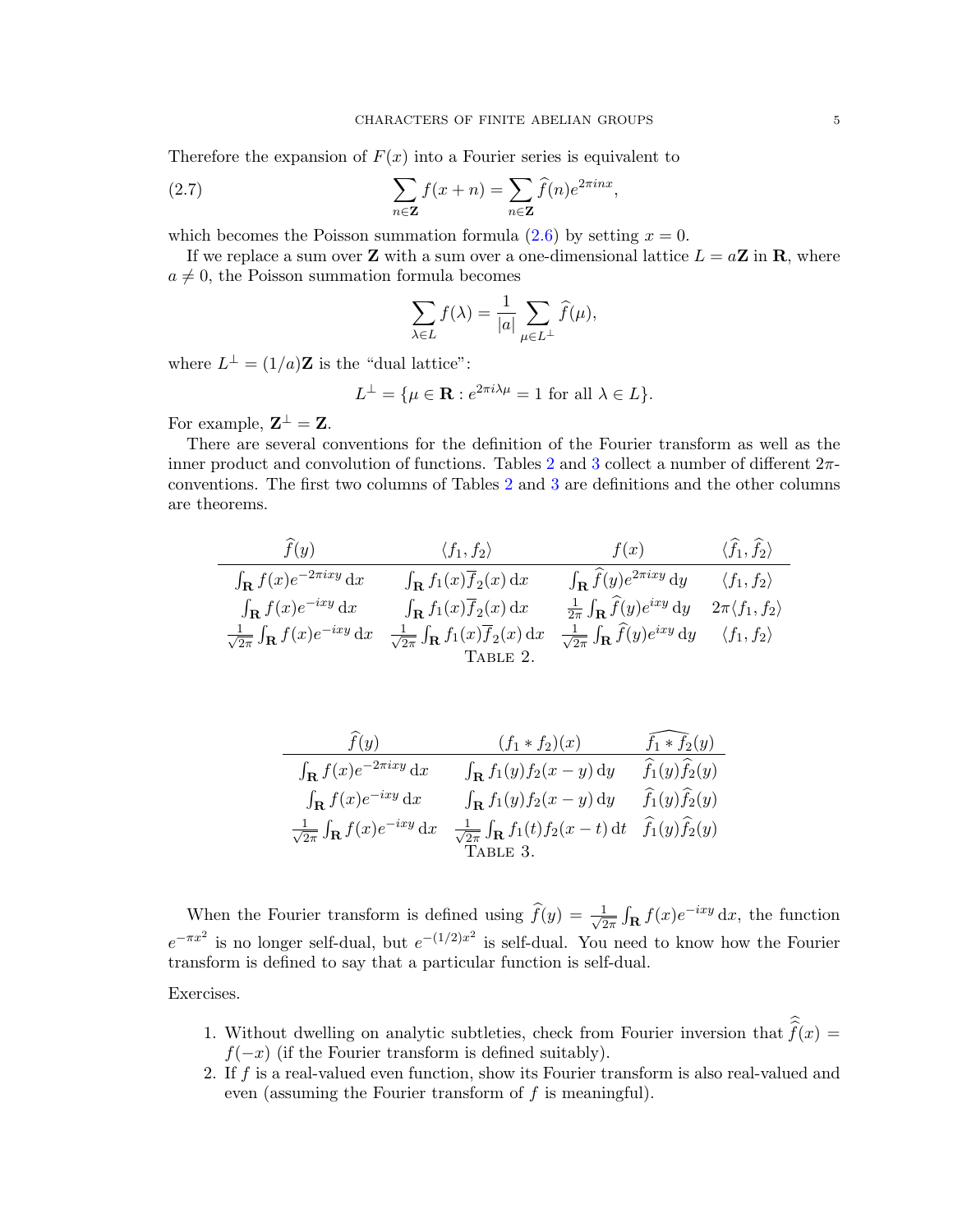Therefore the expansion of $F(x)$ into a Fourier series is equivalent to

$$\sum_{n\in\mathbf{Z}} f(x+n) = \sum_{n\in\mathbf{Z}} \widehat{f}(n)e^{2\pi inx}, \tag{2.7}$$

which becomes the Poisson summation formula (2.6) by setting $x = 0$.

If we replace a sum over $\mathbf{Z}$ with a sum over a one-dimensional lattice $L = a\mathbf{Z}$ in $\mathbf{R}$, where $a \neq 0$, the Poisson summation formula becomes

$$\sum_{\lambda\in L} f(\lambda) = \frac{1}{|a|}\sum_{\mu\in L^\perp} \widehat{f}(\mu),$$

where $L^\perp = (1/a)\mathbf{Z}$ is the "dual lattice":

$$L^\perp = \{\mu \in \mathbf{R} : e^{2\pi i\lambda\mu} = 1 \text{ for all } \lambda \in L\}.$$

For example, $\mathbf{Z}^\perp = \mathbf{Z}$.

There are several conventions for the definition of the Fourier transform as well as the inner product and convolution of functions. Tables 2 and 3 collect a number of different $2\pi$-conventions. The first two columns of Tables 2 and 3 are definitions and the other columns are theorems.

| $\widehat{f}(y)$ | $\langle f_1, f_2\rangle$ | $f(x)$ | $\langle \widehat{f}_1, \widehat{f}_2\rangle$ |
|---|---|---|---|
| $\int_{\mathbf{R}} f(x)e^{-2\pi ixy}\,\mathrm{d}x$ | $\int_{\mathbf{R}} f_1(x)\overline{f}_2(x)\,\mathrm{d}x$ | $\int_{\mathbf{R}} \widehat{f}(y)e^{2\pi ixy}\,\mathrm{d}y$ | $\langle f_1, f_2\rangle$ |
| $\int_{\mathbf{R}} f(x)e^{-ixy}\,\mathrm{d}x$ | $\int_{\mathbf{R}} f_1(x)\overline{f}_2(x)\,\mathrm{d}x$ | $\frac{1}{2\pi}\int_{\mathbf{R}} \widehat{f}(y)e^{ixy}\,\mathrm{d}y$ | $2\pi\langle f_1, f_2\rangle$ |
| $\frac{1}{\sqrt{2\pi}}\int_{\mathbf{R}} f(x)e^{-ixy}\,\mathrm{d}x$ | $\frac{1}{\sqrt{2\pi}}\int_{\mathbf{R}} f_1(x)\overline{f}_2(x)\,\mathrm{d}x$ | $\frac{1}{\sqrt{2\pi}}\int_{\mathbf{R}} \widehat{f}(y)e^{ixy}\,\mathrm{d}y$ | $\langle f_1, f_2\rangle$ |

Table 2.

| $\widehat{f}(y)$ | $(f_1 * f_2)(x)$ | $\widehat{f_1 * f_2}(y)$ |
|---|---|---|
| $\int_{\mathbf{R}} f(x)e^{-2\pi ixy}\,\mathrm{d}x$ | $\int_{\mathbf{R}} f_1(y)f_2(x-y)\,\mathrm{d}y$ | $\widehat{f}_1(y)\widehat{f}_2(y)$ |
| $\int_{\mathbf{R}} f(x)e^{-ixy}\,\mathrm{d}x$ | $\int_{\mathbf{R}} f_1(y)f_2(x-y)\,\mathrm{d}y$ | $\widehat{f}_1(y)\widehat{f}_2(y)$ |
| $\frac{1}{\sqrt{2\pi}}\int_{\mathbf{R}} f(x)e^{-ixy}\,\mathrm{d}x$ | $\frac{1}{\sqrt{2\pi}}\int_{\mathbf{R}} f_1(t)f_2(x-t)\,\mathrm{d}t$ | $\widehat{f}_1(y)\widehat{f}_2(y)$ |

Table 3.

When the Fourier transform is defined using $\widehat{f}(y) = \frac{1}{\sqrt{2\pi}}\int_{\mathbf{R}} f(x)e^{-ixy}\,\mathrm{d}x$, the function $e^{-\pi x^2}$ is no longer self-dual, but $e^{-(1/2)x^2}$ is self-dual. You need to know how the Fourier transform is defined to say that a particular function is self-dual.

Exercises.

1. Without dwelling on analytic subtleties, check from Fourier inversion that $\widehat{\widehat{f}}(x) = f(-x)$ (if the Fourier transform is defined suitably).
2. If $f$ is a real-valued even function, show its Fourier transform is also real-valued and even (assuming the Fourier transform of $f$ is meaningful).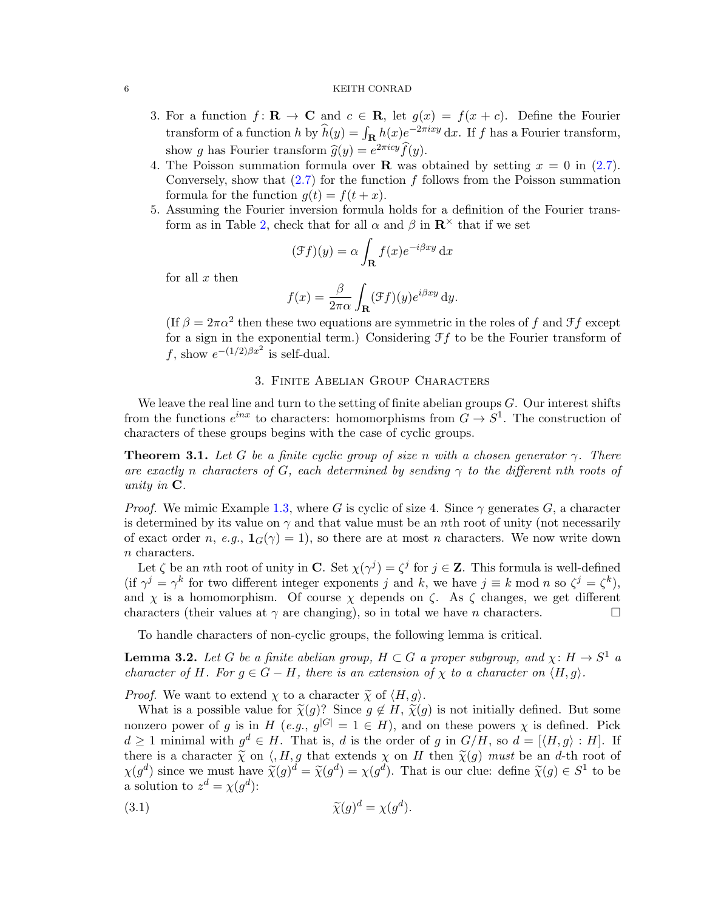3. For a function $f\colon \mathbf{R} \to \mathbf{C}$ and $c \in \mathbf{R}$, let $g(x) = f(x+c)$. Define the Fourier transform of a function $h$ by $\widehat{h}(y) = \int_{\mathbf{R}} h(x)e^{-2\pi i xy}\,\mathrm{d}x$. If $f$ has a Fourier transform, show $g$ has Fourier transform $\widehat{g}(y) = e^{2\pi i cy}\widehat{f}(y)$.
4. The Poisson summation formula over $\mathbf{R}$ was obtained by setting $x = 0$ in (2.7). Conversely, show that (2.7) for the function $f$ follows from the Poisson summation formula for the function $g(t) = f(t+x)$.
5. Assuming the Fourier inversion formula holds for a definition of the Fourier transform as in Table 2, check that for all $\alpha$ and $\beta$ in $\mathbf{R}^\times$ that if we set

$$(\mathcal{F}f)(y) = \alpha \int_{\mathbf{R}} f(x)e^{-i\beta xy}\,\mathrm{d}x$$

for all $x$ then

$$f(x) = \frac{\beta}{2\pi\alpha}\int_{\mathbf{R}} (\mathcal{F}f)(y)e^{i\beta xy}\,\mathrm{d}y.$$

(If $\beta = 2\pi\alpha^2$ then these two equations are symmetric in the roles of $f$ and $\mathcal{F}f$ except for a sign in the exponential term.) Considering $\mathcal{F}f$ to be the Fourier transform of $f$, show $e^{-(1/2)\beta x^2}$ is self-dual.

## 3. Finite Abelian Group Characters

We leave the real line and turn to the setting of finite abelian groups $G$. Our interest shifts from the functions $e^{inx}$ to characters: homomorphisms from $G \to S^1$. The construction of characters of these groups begins with the case of cyclic groups.

**Theorem 3.1.** *Let $G$ be a finite cyclic group of size $n$ with a chosen generator $\gamma$. There are exactly $n$ characters of $G$, each determined by sending $\gamma$ to the different $n$th roots of unity in $\mathbf{C}$.*

*Proof.* We mimic Example 1.3, where $G$ is cyclic of size 4. Since $\gamma$ generates $G$, a character is determined by its value on $\gamma$ and that value must be an $n$th root of unity (not necessarily of exact order $n$, *e.g.*, $\mathbf{1}_G(\gamma) = 1$), so there are at most $n$ characters. We now write down $n$ characters.

Let $\zeta$ be an $n$th root of unity in $\mathbf{C}$. Set $\chi(\gamma^j) = \zeta^j$ for $j \in \mathbf{Z}$. This formula is well-defined (if $\gamma^j = \gamma^k$ for two different integer exponents $j$ and $k$, we have $j \equiv k \bmod n$ so $\zeta^j = \zeta^k$), and $\chi$ is a homomorphism. Of course $\chi$ depends on $\zeta$. As $\zeta$ changes, we get different characters (their values at $\gamma$ are changing), so in total we have $n$ characters. $\square$

To handle characters of non-cyclic groups, the following lemma is critical.

**Lemma 3.2.** *Let $G$ be a finite abelian group, $H \subset G$ a proper subgroup, and $\chi\colon H \to S^1$ a character of $H$. For $g \in G - H$, there is an extension of $\chi$ to a character on $\langle H, g\rangle$.*

*Proof.* We want to extend $\chi$ to a character $\widetilde{\chi}$ of $\langle H, g\rangle$.

What is a possible value for $\widetilde{\chi}(g)$? Since $g \notin H$, $\widetilde{\chi}(g)$ is not initially defined. But some nonzero power of $g$ is in $H$ (*e.g.*, $g^{|G|} = 1 \in H$), and on these powers $\chi$ is defined. Pick $d \geq 1$ minimal with $g^d \in H$. That is, $d$ is the order of $g$ in $G/H$, so $d = [\langle H, g\rangle : H]$. If there is a character $\widetilde{\chi}$ on $\langle, H, g$ that extends $\chi$ on $H$ then $\widetilde{\chi}(g)$ *must* be an $d$-th root of $\chi(g^d)$ since we must have $\widetilde{\chi}(g)^d = \widetilde{\chi}(g^d) = \chi(g^d)$. That is our clue: define $\widetilde{\chi}(g) \in S^1$ to be a solution to $z^d = \chi(g^d)$:

$$\widetilde{\chi}(g)^d = \chi(g^d). \tag{3.1}$$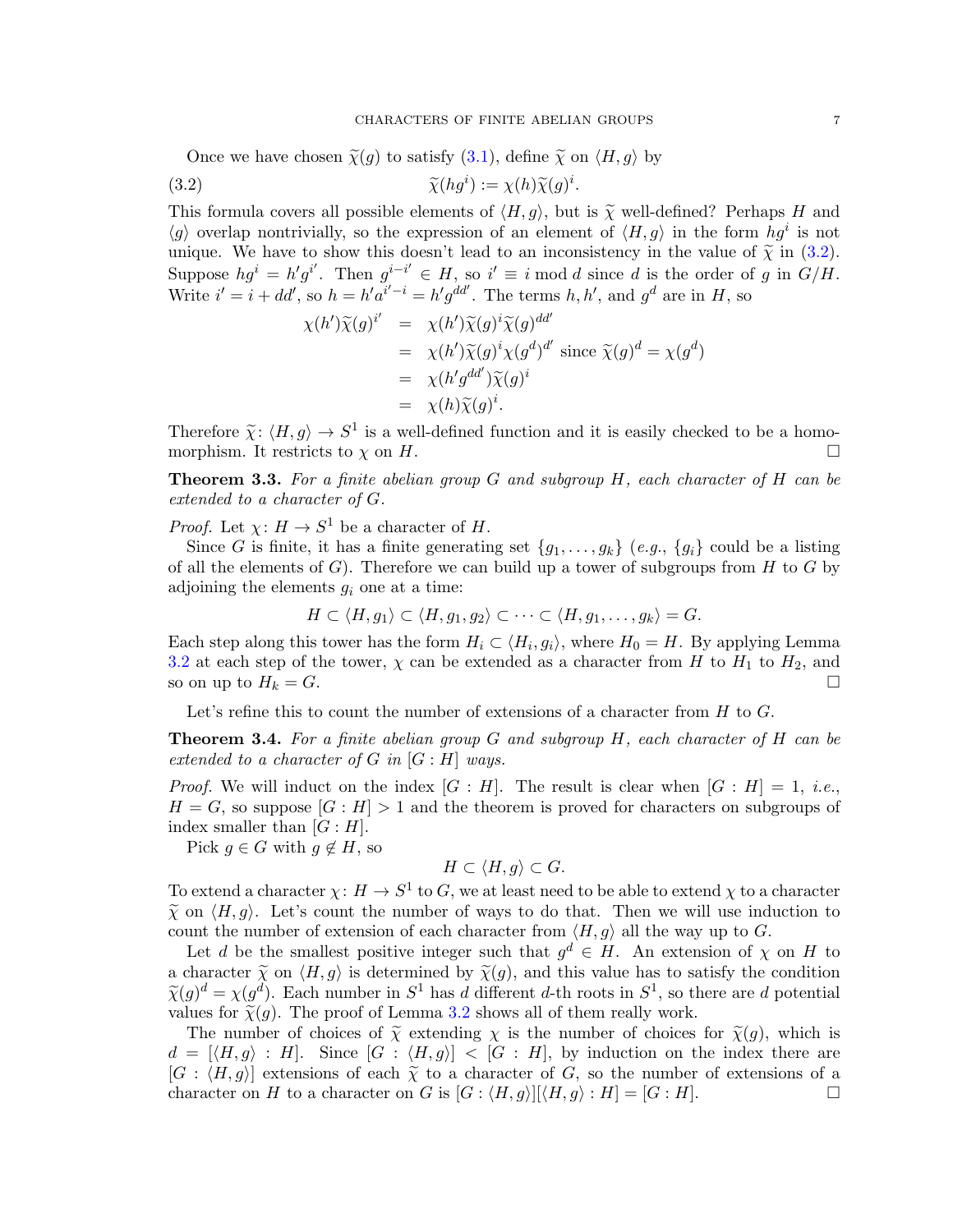Once we have chosen $\widetilde{\chi}(g)$ to satisfy (3.1), define $\widetilde{\chi}$ on $\langle H, g\rangle$ by

$$\widetilde{\chi}(hg^i) := \chi(h)\widetilde{\chi}(g)^i. \tag{3.2}$$

This formula covers all possible elements of $\langle H, g\rangle$, but is $\widetilde{\chi}$ well-defined? Perhaps $H$ and $\langle g\rangle$ overlap nontrivially, so the expression of an element of $\langle H, g\rangle$ in the form $hg^i$ is not unique. We have to show this doesn't lead to an inconsistency in the value of $\widetilde{\chi}$ in (3.2). Suppose $hg^i = h'g^{i'}$. Then $g^{i-i'} \in H$, so $i' \equiv i \bmod d$ since $d$ is the order of $g$ in $G/H$. Write $i' = i + dd'$, so $h = h'a^{i'-i} = h'g^{dd'}$. The terms $h, h'$, and $g^d$ are in $H$, so

$$\begin{aligned}
\chi(h')\widetilde{\chi}(g)^{i'} &= \chi(h')\widetilde{\chi}(g)^i\widetilde{\chi}(g)^{dd'} \\
&= \chi(h')\widetilde{\chi}(g)^i\chi(g^d)^{d'} \text{ since } \widetilde{\chi}(g)^d = \chi(g^d) \\
&= \chi(h'g^{dd'})\widetilde{\chi}(g)^i \\
&= \chi(h)\widetilde{\chi}(g)^i.
\end{aligned}$$

Therefore $\widetilde{\chi} \colon \langle H, g\rangle \to S^1$ is a well-defined function and it is easily checked to be a homomorphism. It restricts to $\chi$ on $H$. $\square$

**Theorem 3.3.** *For a finite abelian group $G$ and subgroup $H$, each character of $H$ can be extended to a character of $G$.*

*Proof.* Let $\chi \colon H \to S^1$ be a character of $H$.

Since $G$ is finite, it has a finite generating set $\{g_1, \dots, g_k\}$ (*e.g.*, $\{g_i\}$ could be a listing of all the elements of $G$). Therefore we can build up a tower of subgroups from $H$ to $G$ by adjoining the elements $g_i$ one at a time:

$$H \subset \langle H, g_1\rangle \subset \langle H, g_1, g_2\rangle \subset \cdots \subset \langle H, g_1, \dots, g_k\rangle = G.$$

Each step along this tower has the form $H_i \subset \langle H_i, g_i\rangle$, where $H_0 = H$. By applying Lemma 3.2 at each step of the tower, $\chi$ can be extended as a character from $H$ to $H_1$ to $H_2$, and so on up to $H_k = G$. $\square$

Let's refine this to count the number of extensions of a character from $H$ to $G$.

**Theorem 3.4.** *For a finite abelian group $G$ and subgroup $H$, each character of $H$ can be extended to a character of $G$ in $[G : H]$ ways.*

*Proof.* We will induct on the index $[G : H]$. The result is clear when $[G : H] = 1$, *i.e.*, $H = G$, so suppose $[G : H] > 1$ and the theorem is proved for characters on subgroups of index smaller than $[G : H]$.

Pick $g \in G$ with $g \notin H$, so

$$H \subset \langle H, g\rangle \subset G.$$

To extend a character $\chi \colon H \to S^1$ to $G$, we at least need to be able to extend $\chi$ to a character $\widetilde{\chi}$ on $\langle H, g\rangle$. Let's count the number of ways to do that. Then we will use induction to count the number of extension of each character from $\langle H, g\rangle$ all the way up to $G$.

Let $d$ be the smallest positive integer such that $g^d \in H$. An extension of $\chi$ on $H$ to a character $\widetilde{\chi}$ on $\langle H, g\rangle$ is determined by $\widetilde{\chi}(g)$, and this value has to satisfy the condition $\widetilde{\chi}(g)^d = \chi(g^d)$. Each number in $S^1$ has $d$ different $d$-th roots in $S^1$, so there are $d$ potential values for $\widetilde{\chi}(g)$. The proof of Lemma 3.2 shows all of them really work.

The number of choices of $\widetilde{\chi}$ extending $\chi$ is the number of choices for $\widetilde{\chi}(g)$, which is $d = [\langle H, g\rangle : H]$. Since $[G : \langle H, g\rangle] < [G : H]$, by induction on the index there are $[G : \langle H, g\rangle]$ extensions of each $\widetilde{\chi}$ to a character of $G$, so the number of extensions of a character on $H$ to a character on $G$ is $[G : \langle H, g\rangle][\langle H, g\rangle : H] = [G : H]$. $\square$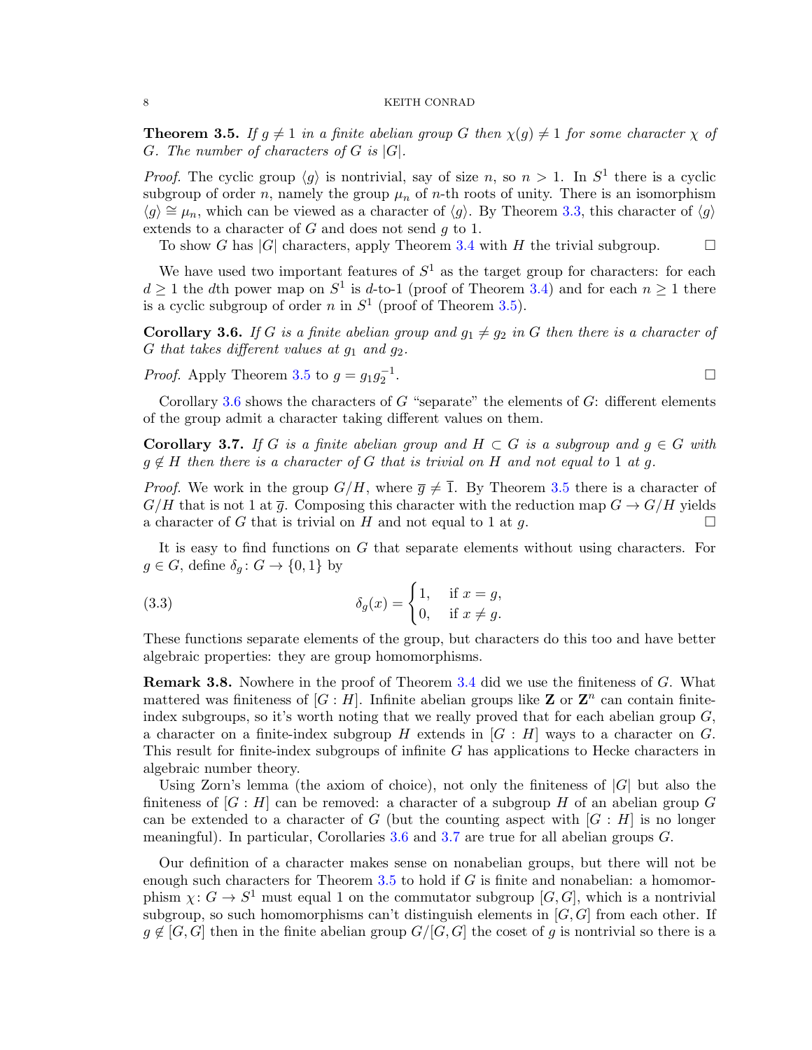**Theorem 3.5.** *If $g \neq 1$ in a finite abelian group $G$ then $\chi(g) \neq 1$ for some character $\chi$ of $G$. The number of characters of $G$ is $|G|$.*

*Proof.* The cyclic group $\langle g \rangle$ is nontrivial, say of size $n$, so $n > 1$. In $S^1$ there is a cyclic subgroup of order $n$, namely the group $\mu_n$ of $n$-th roots of unity. There is an isomorphism $\langle g \rangle \cong \mu_n$, which can be viewed as a character of $\langle g \rangle$. By Theorem 3.3, this character of $\langle g \rangle$ extends to a character of $G$ and does not send $g$ to 1.

To show $G$ has $|G|$ characters, apply Theorem 3.4 with $H$ the trivial subgroup. $\square$

We have used two important features of $S^1$ as the target group for characters: for each $d \geq 1$ the $d$th power map on $S^1$ is $d$-to-1 (proof of Theorem 3.4) and for each $n \geq 1$ there is a cyclic subgroup of order $n$ in $S^1$ (proof of Theorem 3.5).

**Corollary 3.6.** *If $G$ is a finite abelian group and $g_1 \neq g_2$ in $G$ then there is a character of $G$ that takes different values at $g_1$ and $g_2$.*

*Proof.* Apply Theorem 3.5 to $g = g_1 g_2^{-1}$. $\square$

Corollary 3.6 shows the characters of $G$ "separate" the elements of $G$: different elements of the group admit a character taking different values on them.

**Corollary 3.7.** *If $G$ is a finite abelian group and $H \subset G$ is a subgroup and $g \in G$ with $g \notin H$ then there is a character of $G$ that is trivial on $H$ and not equal to 1 at $g$.*

*Proof.* We work in the group $G/H$, where $\overline{g} \neq \overline{1}$. By Theorem 3.5 there is a character of $G/H$ that is not 1 at $\overline{g}$. Composing this character with the reduction map $G \to G/H$ yields a character of $G$ that is trivial on $H$ and not equal to 1 at $g$. $\square$

It is easy to find functions on $G$ that separate elements without using characters. For $g \in G$, define $\delta_g \colon G \to \{0, 1\}$ by

$$\delta_g(x) = \begin{cases} 1, & \text{if } x = g, \\ 0, & \text{if } x \neq g. \end{cases} \tag{3.3}$$

These functions separate elements of the group, but characters do this too and have better algebraic properties: they are group homomorphisms.

**Remark 3.8.** Nowhere in the proof of Theorem 3.4 did we use the finiteness of $G$. What mattered was finiteness of $[G : H]$. Infinite abelian groups like $\mathbf{Z}$ or $\mathbf{Z}^n$ can contain finite-index subgroups, so it's worth noting that we really proved that for each abelian group $G$, a character on a finite-index subgroup $H$ extends in $[G : H]$ ways to a character on $G$. This result for finite-index subgroups of infinite $G$ has applications to Hecke characters in algebraic number theory.

Using Zorn's lemma (the axiom of choice), not only the finiteness of $|G|$ but also the finiteness of $[G : H]$ can be removed: a character of a subgroup $H$ of an abelian group $G$ can be extended to a character of $G$ (but the counting aspect with $[G : H]$ is no longer meaningful). In particular, Corollaries 3.6 and 3.7 are true for all abelian groups $G$.

Our definition of a character makes sense on nonabelian groups, but there will not be enough such characters for Theorem 3.5 to hold if $G$ is finite and nonabelian: a homomorphism $\chi \colon G \to S^1$ must equal 1 on the commutator subgroup $[G, G]$, which is a nontrivial subgroup, so such homomorphisms can't distinguish elements in $[G, G]$ from each other. If $g \notin [G, G]$ then in the finite abelian group $G/[G, G]$ the coset of $g$ is nontrivial so there is a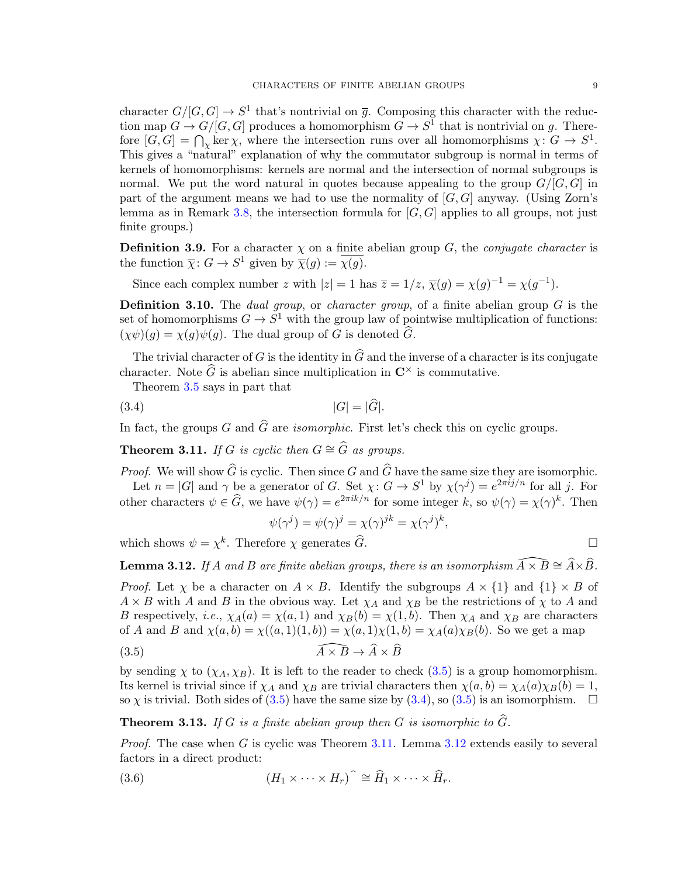character $G/[G,G] \to S^1$ that's nontrivial on $\overline{g}$. Composing this character with the reduction map $G \to G/[G,G]$ produces a homomorphism $G \to S^1$ that is nontrivial on $g$. Therefore $[G,G] = \bigcap_\chi \ker \chi$, where the intersection runs over all homomorphisms $\chi \colon G \to S^1$. This gives a "natural" explanation of why the commutator subgroup is normal in terms of kernels of homomorphisms: kernels are normal and the intersection of normal subgroups is normal. We put the word natural in quotes because appealing to the group $G/[G,G]$ in part of the argument means we had to use the normality of $[G,G]$ anyway. (Using Zorn's lemma as in Remark 3.8, the intersection formula for $[G,G]$ applies to all groups, not just finite groups.)

**Definition 3.9.** For a character $\chi$ on a finite abelian group $G$, the *conjugate character* is the function $\overline{\chi} \colon G \to S^1$ given by $\overline{\chi}(g) := \overline{\chi(g)}$.

Since each complex number $z$ with $|z| = 1$ has $\overline{z} = 1/z$, $\overline{\chi}(g) = \chi(g)^{-1} = \chi(g^{-1})$.

**Definition 3.10.** The *dual group*, or *character group*, of a finite abelian group $G$ is the set of homomorphisms $G \to S^1$ with the group law of pointwise multiplication of functions: $(\chi\psi)(g) = \chi(g)\psi(g)$. The dual group of $G$ is denoted $\widehat{G}$.

The trivial character of $G$ is the identity in $\widehat{G}$ and the inverse of a character is its conjugate character. Note $\widehat{G}$ is abelian since multiplication in $\mathbf{C}^\times$ is commutative.

Theorem 3.5 says in part that

$$|G| = |\widehat{G}|. \tag{3.4}$$

In fact, the groups $G$ and $\widehat{G}$ are *isomorphic*. First let's check this on cyclic groups.

**Theorem 3.11.** *If $G$ is cyclic then $G \cong \widehat{G}$ as groups.*

*Proof.* We will show $\widehat{G}$ is cyclic. Then since $G$ and $\widehat{G}$ have the same size they are isomorphic.

Let $n = |G|$ and $\gamma$ be a generator of $G$. Set $\chi \colon G \to S^1$ by $\chi(\gamma^j) = e^{2\pi i j/n}$ for all $j$. For other characters $\psi \in \widehat{G}$, we have $\psi(\gamma) = e^{2\pi i k/n}$ for some integer $k$, so $\psi(\gamma) = \chi(\gamma)^k$. Then

$$\psi(\gamma^j) = \psi(\gamma)^j = \chi(\gamma)^{jk} = \chi(\gamma^j)^k,$$

which shows $\psi = \chi^k$. Therefore $\chi$ generates $\widehat{G}$. $\square$

**Lemma 3.12.** *If $A$ and $B$ are finite abelian groups, there is an isomorphism $\widehat{A \times B} \cong \widehat{A} \times \widehat{B}$.*

*Proof.* Let $\chi$ be a character on $A \times B$. Identify the subgroups $A \times \{1\}$ and $\{1\} \times B$ of $A \times B$ with $A$ and $B$ in the obvious way. Let $\chi_A$ and $\chi_B$ be the restrictions of $\chi$ to $A$ and $B$ respectively, *i.e.*, $\chi_A(a) = \chi(a, 1)$ and $\chi_B(b) = \chi(1, b)$. Then $\chi_A$ and $\chi_B$ are characters of $A$ and $B$ and $\chi(a, b) = \chi((a, 1)(1, b)) = \chi(a, 1)\chi(1, b) = \chi_A(a)\chi_B(b)$. So we get a map

$$\widehat{A \times B} \to \widehat{A} \times \widehat{B} \tag{3.5}$$

by sending $\chi$ to $(\chi_A, \chi_B)$. It is left to the reader to check (3.5) is a group homomorphism. Its kernel is trivial since if $\chi_A$ and $\chi_B$ are trivial characters then $\chi(a, b) = \chi_A(a)\chi_B(b) = 1$, so $\chi$ is trivial. Both sides of (3.5) have the same size by (3.4), so (3.5) is an isomorphism. $\square$

**Theorem 3.13.** *If $G$ is a finite abelian group then $G$ is isomorphic to $\widehat{G}$.*

*Proof.* The case when $G$ is cyclic was Theorem 3.11. Lemma 3.12 extends easily to several factors in a direct product:

$$(H_1 \times \cdots \times H_r)\widehat{\ } \cong \widehat{H}_1 \times \cdots \times \widehat{H}_r. \tag{3.6}$$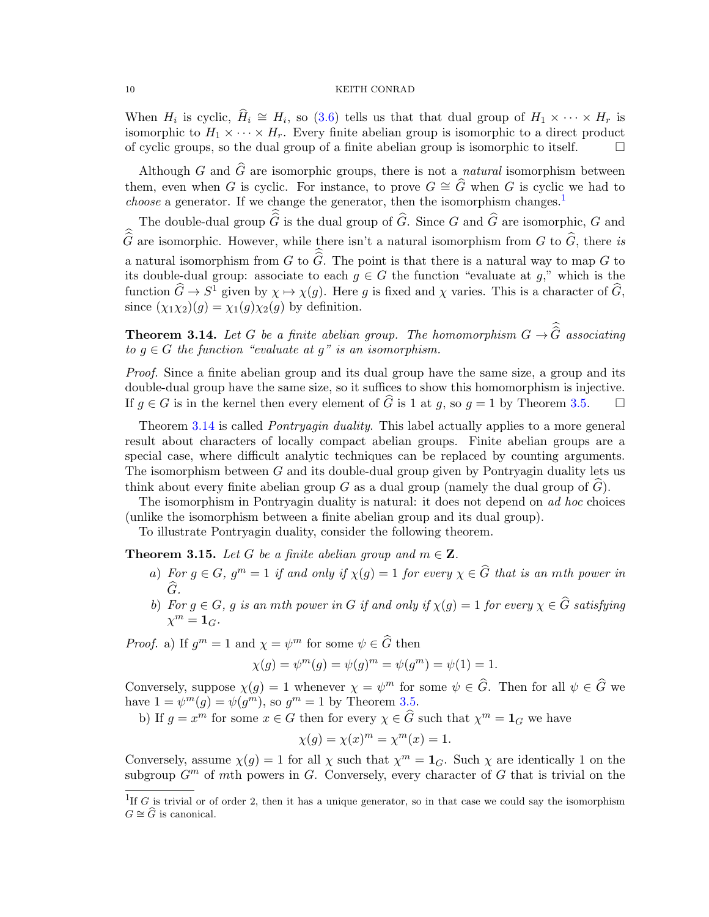When $H_i$ is cyclic, $\widehat{H}_i \cong H_i$, so (3.6) tells us that that dual group of $H_1 \times \cdots \times H_r$ is isomorphic to $H_1 \times \cdots \times H_r$. Every finite abelian group is isomorphic to a direct product of cyclic groups, so the dual group of a finite abelian group is isomorphic to itself. □

Although $G$ and $\widehat{G}$ are isomorphic groups, there is not a *natural* isomorphism between them, even when $G$ is cyclic. For instance, to prove $G \cong \widehat{G}$ when $G$ is cyclic we had to *choose* a generator. If we change the generator, then the isomorphism changes.[1]

The double-dual group $\widehat{\widehat{G}}$ is the dual group of $\widehat{G}$. Since $G$ and $\widehat{G}$ are isomorphic, $G$ and $\widehat{\widehat{G}}$ are isomorphic. However, while there isn't a natural isomorphism from $G$ to $\widehat{G}$, there *is* a natural isomorphism from $G$ to $\widehat{\widehat{G}}$. The point is that there is a natural way to map $G$ to its double-dual group: associate to each $g \in G$ the function "evaluate at $g$," which is the function $\widehat{G} \to S^1$ given by $\chi \mapsto \chi(g)$. Here $g$ is fixed and $\chi$ varies. This is a character of $\widehat{G}$, since $(\chi_1\chi_2)(g) = \chi_1(g)\chi_2(g)$ by definition.

**Theorem 3.14.** *Let $G$ be a finite abelian group. The homomorphism $G \to \widehat{\widehat{G}}$ associating to $g \in G$ the function "evaluate at $g$" is an isomorphism.*

*Proof.* Since a finite abelian group and its dual group have the same size, a group and its double-dual group have the same size, so it suffices to show this homomorphism is injective. If $g \in G$ is in the kernel then every element of $\widehat{G}$ is 1 at $g$, so $g = 1$ by Theorem 3.5. □

Theorem 3.14 is called *Pontryagin duality*. This label actually applies to a more general result about characters of locally compact abelian groups. Finite abelian groups are a special case, where difficult analytic techniques can be replaced by counting arguments. The isomorphism between $G$ and its double-dual group given by Pontryagin duality lets us think about every finite abelian group $G$ as a dual group (namely the dual group of $\widehat{G}$).

The isomorphism in Pontryagin duality is natural: it does not depend on *ad hoc* choices (unlike the isomorphism between a finite abelian group and its dual group).

To illustrate Pontryagin duality, consider the following theorem.

**Theorem 3.15.** *Let $G$ be a finite abelian group and $m \in \mathbf{Z}$.*

*a) For $g \in G$, $g^m = 1$ if and only if $\chi(g) = 1$ for every $\chi \in \widehat{G}$ that is an $m$th power in $\widehat{G}$.*

*b) For $g \in G$, $g$ is an $m$th power in $G$ if and only if $\chi(g) = 1$ for every $\chi \in \widehat{G}$ satisfying $\chi^m = \mathbf{1}_G$.*

*Proof.* a) If $g^m = 1$ and $\chi = \psi^m$ for some $\psi \in \widehat{G}$ then

$$\chi(g) = \psi^m(g) = \psi(g)^m = \psi(g^m) = \psi(1) = 1.$$

Conversely, suppose $\chi(g) = 1$ whenever $\chi = \psi^m$ for some $\psi \in \widehat{G}$. Then for all $\psi \in \widehat{G}$ we have $1 = \psi^m(g) = \psi(g^m)$, so $g^m = 1$ by Theorem 3.5.

b) If $g = x^m$ for some $x \in G$ then for every $\chi \in \widehat{G}$ such that $\chi^m = \mathbf{1}_G$ we have

$$\chi(g) = \chi(x)^m = \chi^m(x) = 1.$$

Conversely, assume $\chi(g) = 1$ for all $\chi$ such that $\chi^m = \mathbf{1}_G$. Such $\chi$ are identically 1 on the subgroup $G^m$ of $m$th powers in $G$. Conversely, every character of $G$ that is trivial on the

[1] If $G$ is trivial or of order 2, then it has a unique generator, so in that case we could say the isomorphism $G \cong \widehat{G}$ is canonical.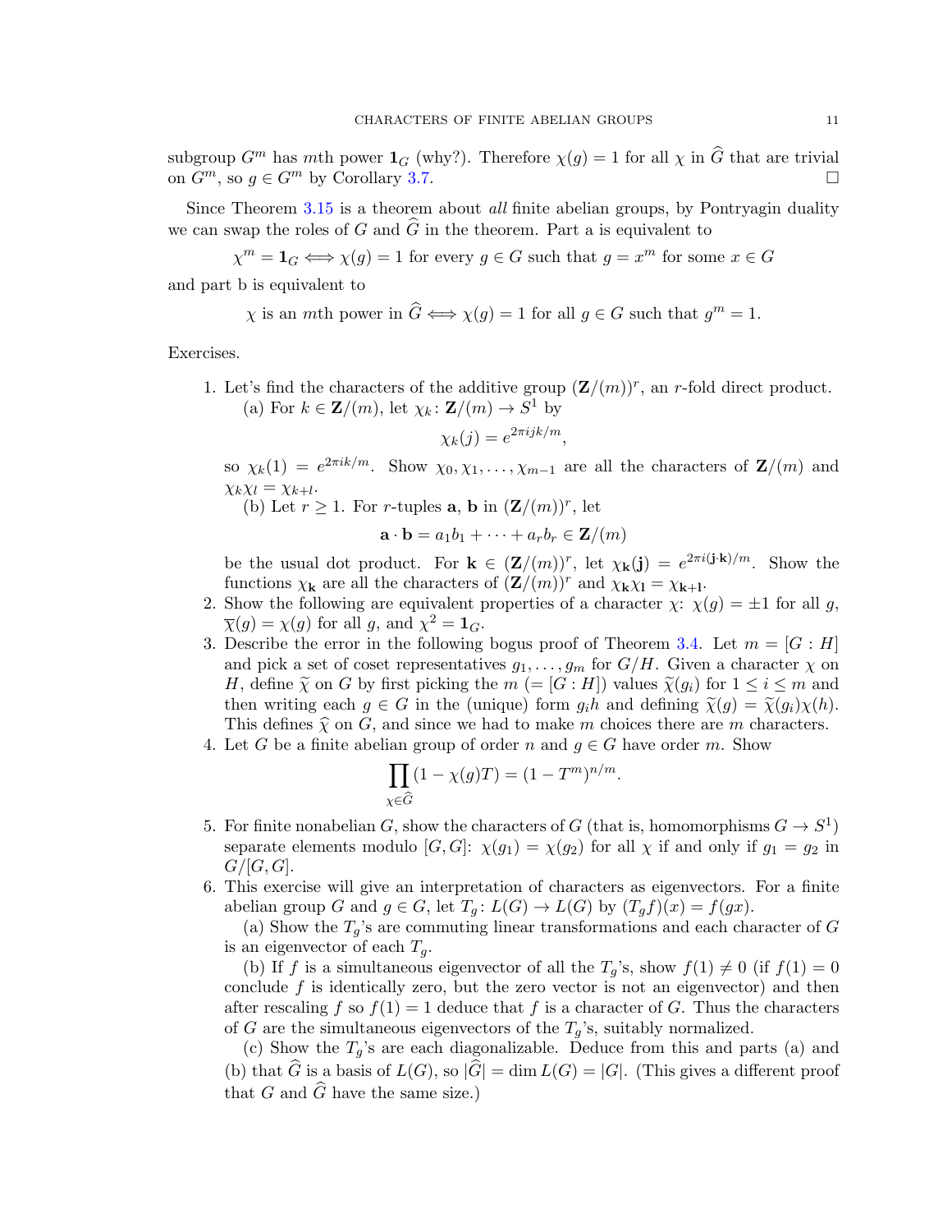subgroup $G^m$ has $m$th power $\mathbf{1}_G$ (why?). Therefore $\chi(g) = 1$ for all $\chi$ in $\widehat{G}$ that are trivial on $G^m$, so $g \in G^m$ by Corollary 3.7. □

Since Theorem 3.15 is a theorem about *all* finite abelian groups, by Pontryagin duality we can swap the roles of $G$ and $\widehat{G}$ in the theorem. Part a is equivalent to

$$\chi^m = \mathbf{1}_G \iff \chi(g) = 1 \text{ for every } g \in G \text{ such that } g = x^m \text{ for some } x \in G$$

and part b is equivalent to

$$\chi \text{ is an } m\text{th power in } \widehat{G} \iff \chi(g) = 1 \text{ for all } g \in G \text{ such that } g^m = 1.$$

Exercises.

1. Let's find the characters of the additive group $(\mathbf{Z}/(m))^r$, an $r$-fold direct product.
   (a) For $k \in \mathbf{Z}/(m)$, let $\chi_k \colon \mathbf{Z}/(m) \to S^1$ by
   $$\chi_k(j) = e^{2\pi ijk/m},$$
   so $\chi_k(1) = e^{2\pi ik/m}$. Show $\chi_0, \chi_1, \ldots, \chi_{m-1}$ are all the characters of $\mathbf{Z}/(m)$ and $\chi_k\chi_l = \chi_{k+l}$.
   (b) Let $r \geq 1$. For $r$-tuples $\mathbf{a}$, $\mathbf{b}$ in $(\mathbf{Z}/(m))^r$, let
   $$\mathbf{a} \cdot \mathbf{b} = a_1b_1 + \cdots + a_rb_r \in \mathbf{Z}/(m)$$
   be the usual dot product. For $\mathbf{k} \in (\mathbf{Z}/(m))^r$, let $\chi_{\mathbf{k}}(\mathbf{j}) = e^{2\pi i(\mathbf{j}\cdot\mathbf{k})/m}$. Show the functions $\chi_{\mathbf{k}}$ are all the characters of $(\mathbf{Z}/(m))^r$ and $\chi_{\mathbf{k}}\chi_{\mathbf{l}} = \chi_{\mathbf{k}+\mathbf{l}}$.
2. Show the following are equivalent properties of a character $\chi$: $\chi(g) = \pm 1$ for all $g$, $\overline{\chi}(g) = \chi(g)$ for all $g$, and $\chi^2 = \mathbf{1}_G$.
3. Describe the error in the following bogus proof of Theorem 3.4. Let $m = [G : H]$ and pick a set of coset representatives $g_1, \ldots, g_m$ for $G/H$. Given a character $\chi$ on $H$, define $\widetilde{\chi}$ on $G$ by first picking the $m$ $(= [G : H])$ values $\widetilde{\chi}(g_i)$ for $1 \leq i \leq m$ and then writing each $g \in G$ in the (unique) form $g_ih$ and defining $\widetilde{\chi}(g) = \widetilde{\chi}(g_i)\chi(h)$. This defines $\widehat{\chi}$ on $G$, and since we had to make $m$ choices there are $m$ characters.
4. Let $G$ be a finite abelian group of order $n$ and $g \in G$ have order $m$. Show
   $$\prod_{\chi \in \widehat{G}} (1 - \chi(g)T) = (1 - T^m)^{n/m}.$$
5. For finite nonabelian $G$, show the characters of $G$ (that is, homomorphisms $G \to S^1$) separate elements modulo $[G, G]$: $\chi(g_1) = \chi(g_2)$ for all $\chi$ if and only if $g_1 = g_2$ in $G/[G, G]$.
6. This exercise will give an interpretation of characters as eigenvectors. For a finite abelian group $G$ and $g \in G$, let $T_g \colon L(G) \to L(G)$ by $(T_gf)(x) = f(gx)$.
   (a) Show the $T_g$'s are commuting linear transformations and each character of $G$ is an eigenvector of each $T_g$.
   (b) If $f$ is a simultaneous eigenvector of all the $T_g$'s, show $f(1) \neq 0$ (if $f(1) = 0$ conclude $f$ is identically zero, but the zero vector is not an eigenvector) and then after rescaling $f$ so $f(1) = 1$ deduce that $f$ is a character of $G$. Thus the characters of $G$ are the simultaneous eigenvectors of the $T_g$'s, suitably normalized.
   (c) Show the $T_g$'s are each diagonalizable. Deduce from this and parts (a) and (b) that $\widehat{G}$ is a basis of $L(G)$, so $|\widehat{G}| = \dim L(G) = |G|$. (This gives a different proof that $G$ and $\widehat{G}$ have the same size.)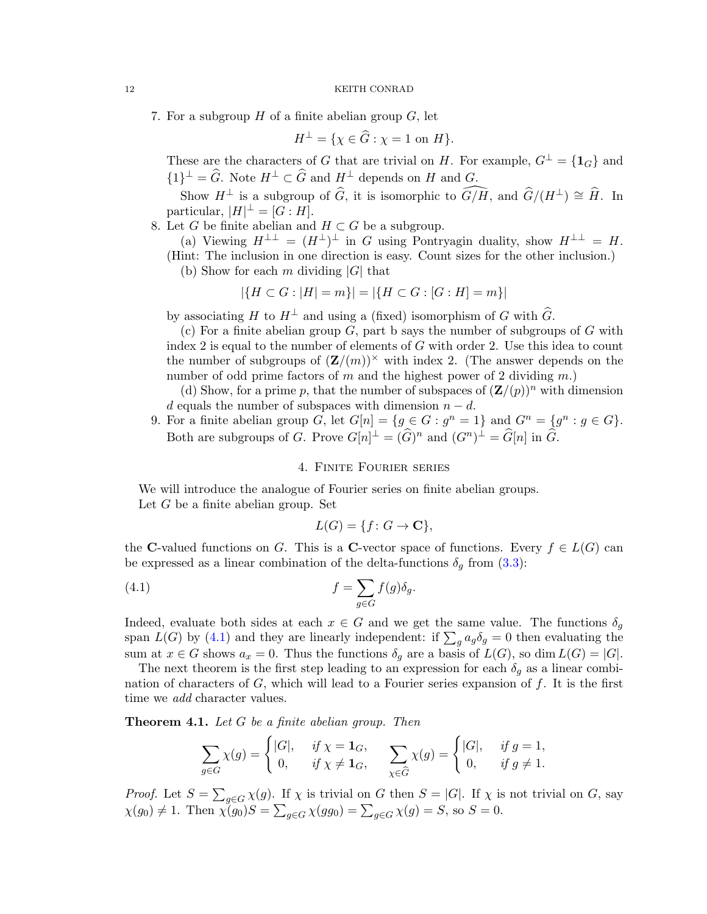7. For a subgroup $H$ of a finite abelian group $G$, let

$$H^\perp = \{\chi \in \widehat{G} : \chi = 1 \text{ on } H\}.$$

These are the characters of $G$ that are trivial on $H$. For example, $G^\perp = \{\mathbf{1}_G\}$ and $\{1\}^\perp = \widehat{G}$. Note $H^\perp \subset \widehat{G}$ and $H^\perp$ depends on $H$ and $G$.

Show $H^\perp$ is a subgroup of $\widehat{G}$, it is isomorphic to $\widehat{G/H}$, and $\widehat{G}/(H^\perp) \cong \widehat{H}$. In particular, $|H|^\perp = [G : H]$.

8. Let $G$ be finite abelian and $H \subset G$ be a subgroup.

(a) Viewing $H^{\perp\perp} = (H^\perp)^\perp$ in $G$ using Pontryagin duality, show $H^{\perp\perp} = H$. (Hint: The inclusion in one direction is easy. Count sizes for the other inclusion.)

(b) Show for each $m$ dividing $|G|$ that

$$|\{H \subset G : |H| = m\}| = |\{H \subset G : [G : H] = m\}|$$

by associating $H$ to $H^\perp$ and using a (fixed) isomorphism of $G$ with $\widehat{G}$.

(c) For a finite abelian group $G$, part b says the number of subgroups of $G$ with index 2 is equal to the number of elements of $G$ with order 2. Use this idea to count the number of subgroups of $(\mathbf{Z}/(m))^\times$ with index 2. (The answer depends on the number of odd prime factors of $m$ and the highest power of 2 dividing $m$.)

(d) Show, for a prime $p$, that the number of subspaces of $(\mathbf{Z}/(p))^n$ with dimension $d$ equals the number of subspaces with dimension $n - d$.

9. For a finite abelian group $G$, let $G[n] = \{g \in G : g^n = 1\}$ and $G^n = \{g^n : g \in G\}$. Both are subgroups of $G$. Prove $G[n]^\perp = (\widehat{G})^n$ and $(G^n)^\perp = \widehat{G}[n]$ in $\widehat{G}$.

## 4. Finite Fourier series

We will introduce the analogue of Fourier series on finite abelian groups.

Let $G$ be a finite abelian group. Set

$$L(G) = \{f : G \to \mathbf{C}\},$$

the $\mathbf{C}$-valued functions on $G$. This is a $\mathbf{C}$-vector space of functions. Every $f \in L(G)$ can be expressed as a linear combination of the delta-functions $\delta_g$ from (3.3):

$$f = \sum_{g \in G} f(g)\delta_g. \tag{4.1}$$

Indeed, evaluate both sides at each $x \in G$ and we get the same value. The functions $\delta_g$ span $L(G)$ by (4.1) and they are linearly independent: if $\sum_g a_g \delta_g = 0$ then evaluating the sum at $x \in G$ shows $a_x = 0$. Thus the functions $\delta_g$ are a basis of $L(G)$, so $\dim L(G) = |G|$.

The next theorem is the first step leading to an expression for each $\delta_g$ as a linear combination of characters of $G$, which will lead to a Fourier series expansion of $f$. It is the first time we *add* character values.

**Theorem 4.1.** *Let $G$ be a finite abelian group. Then*

$$\sum_{g \in G} \chi(g) = \begin{cases} |G|, & \text{if } \chi = \mathbf{1}_G, \\ 0, & \text{if } \chi \neq \mathbf{1}_G, \end{cases} \qquad \sum_{\chi \in \widehat{G}} \chi(g) = \begin{cases} |G|, & \text{if } g = 1, \\ 0, & \text{if } g \neq 1. \end{cases}$$

*Proof.* Let $S = \sum_{g \in G} \chi(g)$. If $\chi$ is trivial on $G$ then $S = |G|$. If $\chi$ is not trivial on $G$, say $\chi(g_0) \neq 1$. Then $\chi(g_0)S = \sum_{g \in G} \chi(gg_0) = \sum_{g \in G} \chi(g) = S$, so $S = 0$.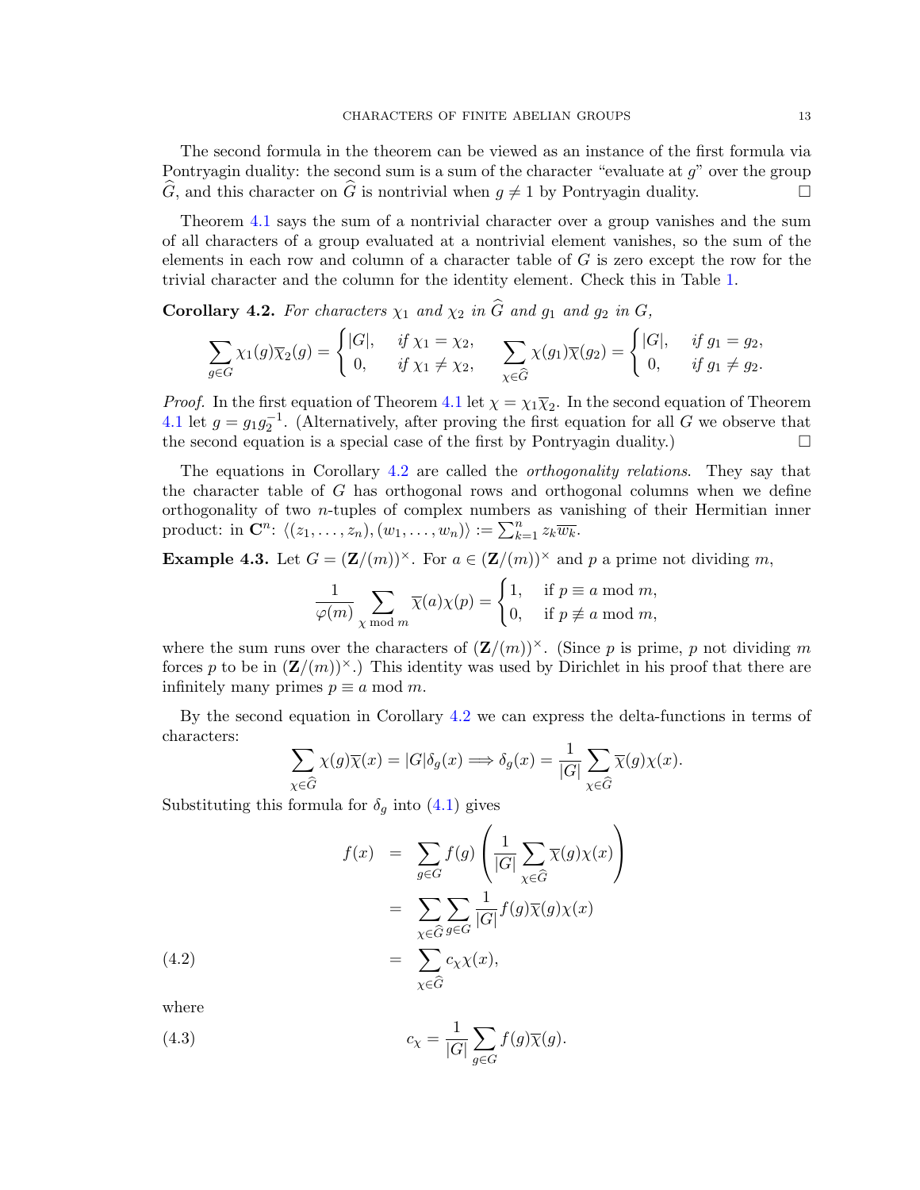The second formula in the theorem can be viewed as an instance of the first formula via Pontryagin duality: the second sum is a sum of the character "evaluate at $g$" over the group $\widehat{G}$, and this character on $\widehat{G}$ is nontrivial when $g \neq 1$ by Pontryagin duality. $\square$

Theorem 4.1 says the sum of a nontrivial character over a group vanishes and the sum of all characters of a group evaluated at a nontrivial element vanishes, so the sum of the elements in each row and column of a character table of $G$ is zero except the row for the trivial character and the column for the identity element. Check this in Table 1.

**Corollary 4.2.** *For characters $\chi_1$ and $\chi_2$ in $\widehat{G}$ and $g_1$ and $g_2$ in $G$,*

$$\sum_{g \in G} \chi_1(g)\overline{\chi}_2(g) = \begin{cases} |G|, & \text{if } \chi_1 = \chi_2, \\ 0, & \text{if } \chi_1 \neq \chi_2, \end{cases} \qquad \sum_{\chi \in \widehat{G}} \chi(g_1)\overline{\chi}(g_2) = \begin{cases} |G|, & \text{if } g_1 = g_2, \\ 0, & \text{if } g_1 \neq g_2. \end{cases}$$

*Proof.* In the first equation of Theorem 4.1 let $\chi = \chi_1\overline{\chi}_2$. In the second equation of Theorem 4.1 let $g = g_1 g_2^{-1}$. (Alternatively, after proving the first equation for all $G$ we observe that the second equation is a special case of the first by Pontryagin duality.) $\square$

The equations in Corollary 4.2 are called the *orthogonality relations*. They say that the character table of $G$ has orthogonal rows and orthogonal columns when we define orthogonality of two $n$-tuples of complex numbers as vanishing of their Hermitian inner product: in $\mathbf{C}^n$: $\langle (z_1, \ldots, z_n), (w_1, \ldots, w_n) \rangle := \sum_{k=1}^{n} z_k \overline{w_k}$.

**Example 4.3.** Let $G = (\mathbf{Z}/(m))^\times$. For $a \in (\mathbf{Z}/(m))^\times$ and $p$ a prime not dividing $m$,

$$\frac{1}{\varphi(m)} \sum_{\chi \bmod m} \overline{\chi}(a)\chi(p) = \begin{cases} 1, & \text{if } p \equiv a \bmod m, \\ 0, & \text{if } p \not\equiv a \bmod m, \end{cases}$$

where the sum runs over the characters of $(\mathbf{Z}/(m))^\times$. (Since $p$ is prime, $p$ not dividing $m$ forces $p$ to be in $(\mathbf{Z}/(m))^\times$.) This identity was used by Dirichlet in his proof that there are infinitely many primes $p \equiv a \bmod m$.

By the second equation in Corollary 4.2 we can express the delta-functions in terms of characters:

$$\sum_{\chi \in \widehat{G}} \chi(g)\overline{\chi}(x) = |G|\delta_g(x) \Longrightarrow \delta_g(x) = \frac{1}{|G|} \sum_{\chi \in \widehat{G}} \overline{\chi}(g)\chi(x).$$

Substituting this formula for $\delta_g$ into (4.1) gives

$$\begin{aligned} f(x) &= \sum_{g \in G} f(g) \left( \frac{1}{|G|} \sum_{\chi \in \widehat{G}} \overline{\chi}(g)\chi(x) \right) \\ &= \sum_{\chi \in \widehat{G}} \sum_{g \in G} \frac{1}{|G|} f(g)\overline{\chi}(g)\chi(x) \\ &= \sum_{\chi \in \widehat{G}} c_\chi \chi(x), \end{aligned} \tag{4.2}$$

where

$$c_\chi = \frac{1}{|G|} \sum_{g \in G} f(g)\overline{\chi}(g). \tag{4.3}$$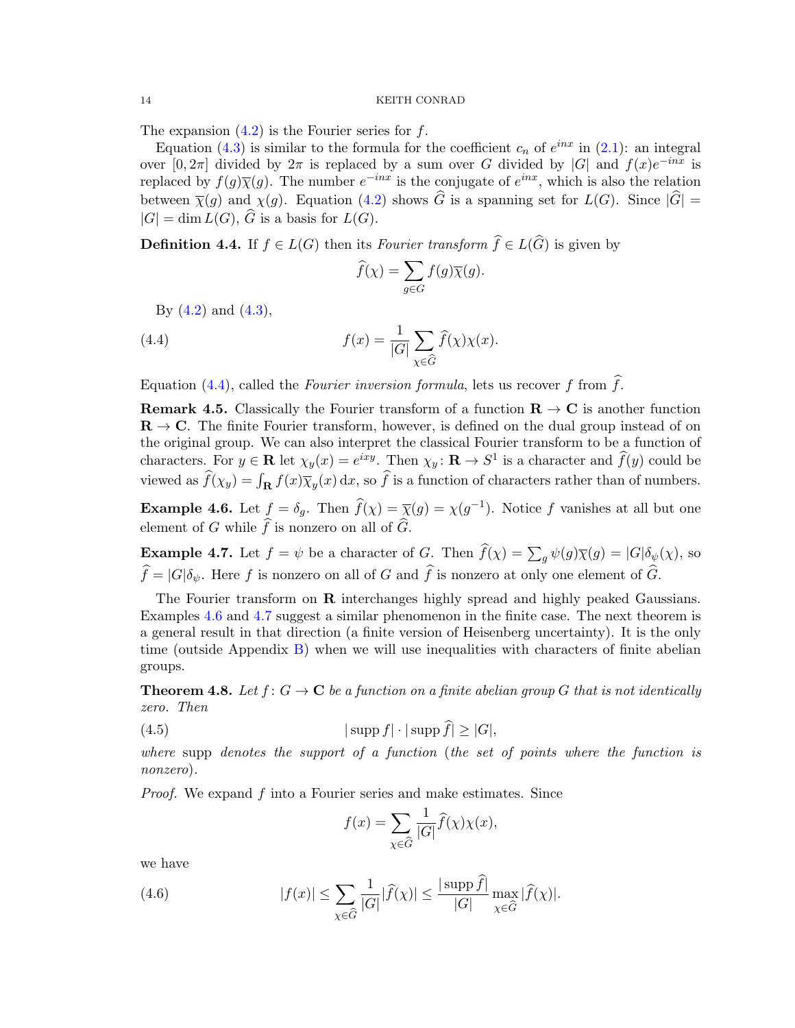The expansion (4.2) is the Fourier series for $f$.

Equation (4.3) is similar to the formula for the coefficient $c_n$ of $e^{inx}$ in (2.1): an integral over $[0, 2\pi]$ divided by $2\pi$ is replaced by a sum over $G$ divided by $|G|$ and $f(x)e^{-inx}$ is replaced by $f(g)\overline{\chi}(g)$. The number $e^{-inx}$ is the conjugate of $e^{inx}$, which is also the relation between $\overline{\chi}(g)$ and $\chi(g)$. Equation (4.2) shows $\widehat{G}$ is a spanning set for $L(G)$. Since $|\widehat{G}| = |G| = \dim L(G)$, $\widehat{G}$ is a basis for $L(G)$.

**Definition 4.4.** If $f \in L(G)$ then its *Fourier transform* $\widehat{f} \in L(\widehat{G})$ is given by

$$\widehat{f}(\chi) = \sum_{g \in G} f(g)\overline{\chi}(g).$$

By (4.2) and (4.3),

$$f(x) = \frac{1}{|G|} \sum_{\chi \in \widehat{G}} \widehat{f}(\chi)\chi(x). \tag{4.4}$$

Equation (4.4), called the *Fourier inversion formula*, lets us recover $f$ from $\widehat{f}$.

**Remark 4.5.** Classically the Fourier transform of a function $\mathbf{R} \to \mathbf{C}$ is another function $\mathbf{R} \to \mathbf{C}$. The finite Fourier transform, however, is defined on the dual group instead of on the original group. We can also interpret the classical Fourier transform to be a function of characters. For $y \in \mathbf{R}$ let $\chi_y(x) = e^{ixy}$. Then $\chi_y \colon \mathbf{R} \to S^1$ is a character and $\widehat{f}(y)$ could be viewed as $\widehat{f}(\chi_y) = \int_{\mathbf{R}} f(x)\overline{\chi}_y(x)\,\mathrm{d}x$, so $\widehat{f}$ is a function of characters rather than of numbers.

**Example 4.6.** Let $f = \delta_g$. Then $\widehat{f}(\chi) = \overline{\chi}(g) = \chi(g^{-1})$. Notice $f$ vanishes at all but one element of $G$ while $\widehat{f}$ is nonzero on all of $\widehat{G}$.

**Example 4.7.** Let $f = \psi$ be a character of $G$. Then $\widehat{f}(\chi) = \sum_g \psi(g)\overline{\chi}(g) = |G|\delta_\psi(\chi)$, so $\widehat{f} = |G|\delta_\psi$. Here $f$ is nonzero on all of $G$ and $\widehat{f}$ is nonzero at only one element of $\widehat{G}$.

The Fourier transform on $\mathbf{R}$ interchanges highly spread and highly peaked Gaussians. Examples 4.6 and 4.7 suggest a similar phenomenon in the finite case. The next theorem is a general result in that direction (a finite version of Heisenberg uncertainty). It is the only time (outside Appendix B) when we will use inequalities with characters of finite abelian groups.

**Theorem 4.8.** *Let $f \colon G \to \mathbf{C}$ be a function on a finite abelian group $G$ that is not identically zero. Then*

$$|\operatorname{supp} f| \cdot |\operatorname{supp} \widehat{f}| \geq |G|, \tag{4.5}$$

*where* supp *denotes the support of a function (the set of points where the function is nonzero).*

*Proof.* We expand $f$ into a Fourier series and make estimates. Since

$$f(x) = \sum_{\chi \in \widehat{G}} \frac{1}{|G|}\widehat{f}(\chi)\chi(x),$$

we have

$$|f(x)| \leq \sum_{\chi \in \widehat{G}} \frac{1}{|G|}|\widehat{f}(\chi)| \leq \frac{|\operatorname{supp} \widehat{f}|}{|G|} \max_{\chi \in \widehat{G}} |\widehat{f}(\chi)|. \tag{4.6}$$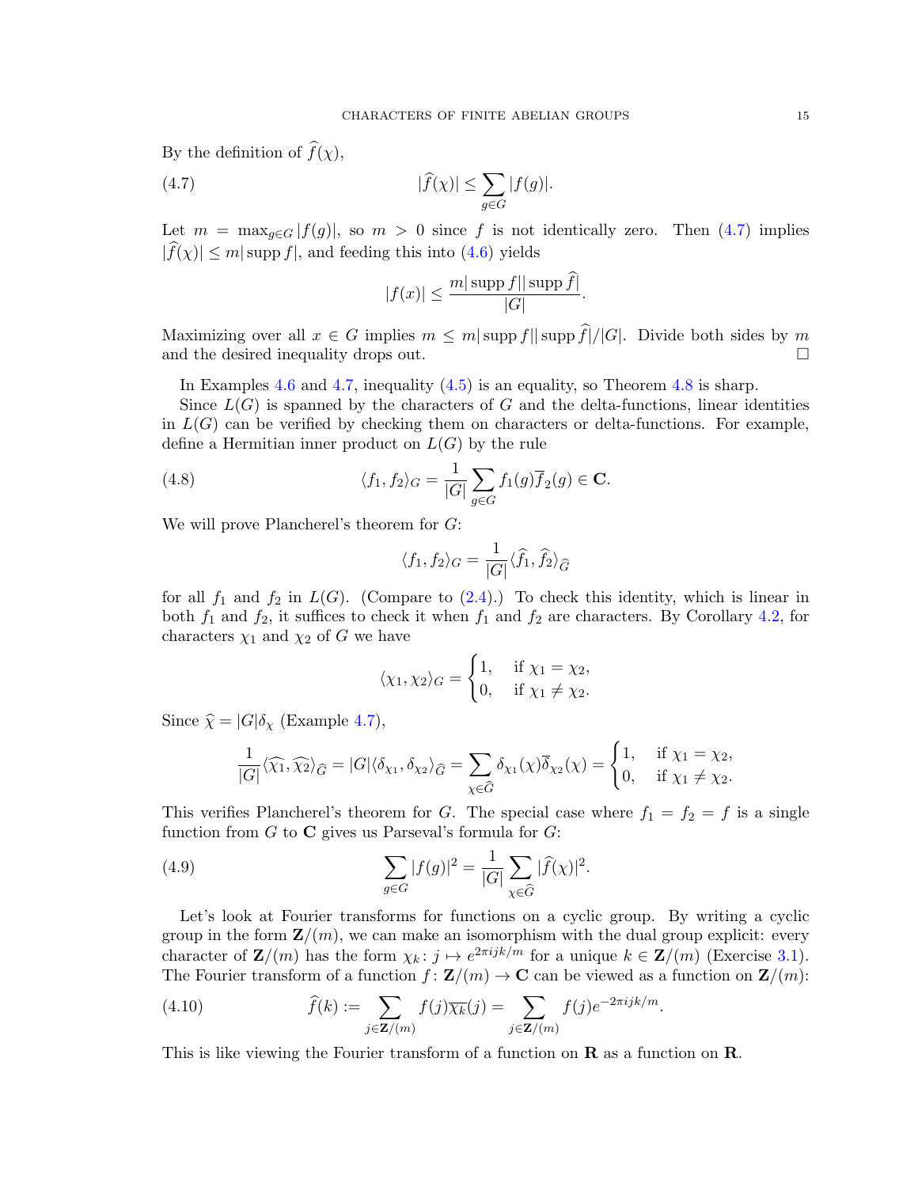By the definition of $\widehat{f}(\chi)$,

$$|\widehat{f}(\chi)| \leq \sum_{g \in G} |f(g)|. \tag{4.7}$$

Let $m = \max_{g \in G} |f(g)|$, so $m > 0$ since $f$ is not identically zero. Then (4.7) implies $|\widehat{f}(\chi)| \leq m|\operatorname{supp} f|$, and feeding this into (4.6) yields

$$|f(x)| \leq \frac{m|\operatorname{supp} f||\operatorname{supp} \widehat{f}|}{|G|}.$$

Maximizing over all $x \in G$ implies $m \leq m|\operatorname{supp} f||\operatorname{supp} \widehat{f}|/|G|$. Divide both sides by $m$ and the desired inequality drops out. □

In Examples 4.6 and 4.7, inequality (4.5) is an equality, so Theorem 4.8 is sharp.

Since $L(G)$ is spanned by the characters of $G$ and the delta-functions, linear identities in $L(G)$ can be verified by checking them on characters or delta-functions. For example, define a Hermitian inner product on $L(G)$ by the rule

$$\langle f_1, f_2 \rangle_G = \frac{1}{|G|} \sum_{g \in G} f_1(g) \overline{f}_2(g) \in \mathbf{C}. \tag{4.8}$$

We will prove Plancherel's theorem for $G$:

$$\langle f_1, f_2 \rangle_G = \frac{1}{|G|} \langle \widehat{f_1}, \widehat{f_2} \rangle_{\widehat{G}}$$

for all $f_1$ and $f_2$ in $L(G)$. (Compare to (2.4).) To check this identity, which is linear in both $f_1$ and $f_2$, it suffices to check it when $f_1$ and $f_2$ are characters. By Corollary 4.2, for characters $\chi_1$ and $\chi_2$ of $G$ we have

$$\langle \chi_1, \chi_2 \rangle_G = \begin{cases} 1, & \text{if } \chi_1 = \chi_2, \\ 0, & \text{if } \chi_1 \neq \chi_2. \end{cases}$$

Since $\widehat{\chi} = |G|\delta_\chi$ (Example 4.7),

$$\frac{1}{|G|} \langle \widehat{\chi_1}, \widehat{\chi_2} \rangle_{\widehat{G}} = |G| \langle \delta_{\chi_1}, \delta_{\chi_2} \rangle_{\widehat{G}} = \sum_{\chi \in \widehat{G}} \delta_{\chi_1}(\chi) \overline{\delta}_{\chi_2}(\chi) = \begin{cases} 1, & \text{if } \chi_1 = \chi_2, \\ 0, & \text{if } \chi_1 \neq \chi_2. \end{cases}$$

This verifies Plancherel's theorem for $G$. The special case where $f_1 = f_2 = f$ is a single function from $G$ to $\mathbf{C}$ gives us Parseval's formula for $G$:

$$\sum_{g \in G} |f(g)|^2 = \frac{1}{|G|} \sum_{\chi \in \widehat{G}} |\widehat{f}(\chi)|^2. \tag{4.9}$$

Let's look at Fourier transforms for functions on a cyclic group. By writing a cyclic group in the form $\mathbf{Z}/(m)$, we can make an isomorphism with the dual group explicit: every character of $\mathbf{Z}/(m)$ has the form $\chi_k \colon j \mapsto e^{2\pi i jk/m}$ for a unique $k \in \mathbf{Z}/(m)$ (Exercise 3.1). The Fourier transform of a function $f \colon \mathbf{Z}/(m) \to \mathbf{C}$ can be viewed as a function on $\mathbf{Z}/(m)$:

$$\widehat{f}(k) := \sum_{j \in \mathbf{Z}/(m)} f(j) \overline{\chi_k}(j) = \sum_{j \in \mathbf{Z}/(m)} f(j) e^{-2\pi i jk/m}. \tag{4.10}$$

This is like viewing the Fourier transform of a function on $\mathbf{R}$ as a function on $\mathbf{R}$.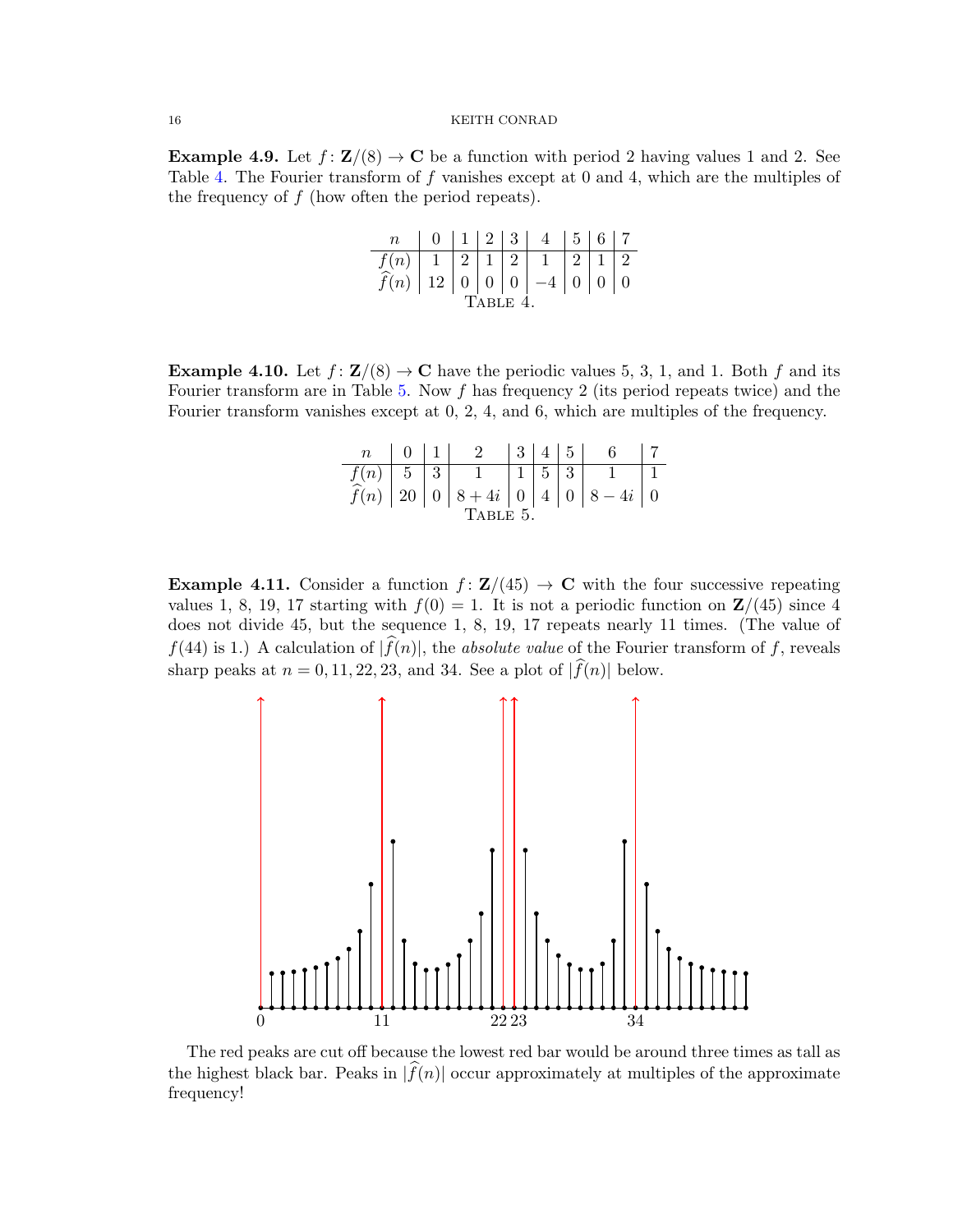**Example 4.9.** Let $f\colon \mathbf{Z}/(8) \to \mathbf{C}$ be a function with period 2 having values 1 and 2. See Table 4. The Fourier transform of $f$ vanishes except at 0 and 4, which are the multiples of the frequency of $f$ (how often the period repeats).

| $n$ | 0 | 1 | 2 | 3 | 4 | 5 | 6 | 7 |
|---|---|---|---|---|---|---|---|---|
| $f(n)$ | 1 | 2 | 1 | 2 | 1 | 2 | 1 | 2 |
| $\widehat{f}(n)$ | 12 | 0 | 0 | 0 | $-4$ | 0 | 0 | 0 |

Table 4.

**Example 4.10.** Let $f\colon \mathbf{Z}/(8) \to \mathbf{C}$ have the periodic values 5, 3, 1, and 1. Both $f$ and its Fourier transform are in Table 5. Now $f$ has frequency 2 (its period repeats twice) and the Fourier transform vanishes except at 0, 2, 4, and 6, which are multiples of the frequency.

| $n$ | 0 | 1 | 2 | 3 | 4 | 5 | 6 | 7 |
|---|---|---|---|---|---|---|---|---|
| $f(n)$ | 5 | 3 | 1 | 1 | 5 | 3 | 1 | 1 |
| $\widehat{f}(n)$ | 20 | 0 | $8+4i$ | 0 | 4 | 0 | $8-4i$ | 0 |

Table 5.

**Example 4.11.** Consider a function $f\colon \mathbf{Z}/(45) \to \mathbf{C}$ with the four successive repeating values 1, 8, 19, 17 starting with $f(0) = 1$. It is not a periodic function on $\mathbf{Z}/(45)$ since 4 does not divide 45, but the sequence 1, 8, 19, 17 repeats nearly 11 times. (The value of $f(44)$ is 1.) A calculation of $|\widehat{f}(n)|$, the *absolute value* of the Fourier transform of $f$, reveals sharp peaks at $n = 0, 11, 22, 23$, and 34. See a plot of $|\widehat{f}(n)|$ below.

The red peaks are cut off because the lowest red bar would be around three times as tall as the highest black bar. Peaks in $|\widehat{f}(n)|$ occur approximately at multiples of the approximate frequency!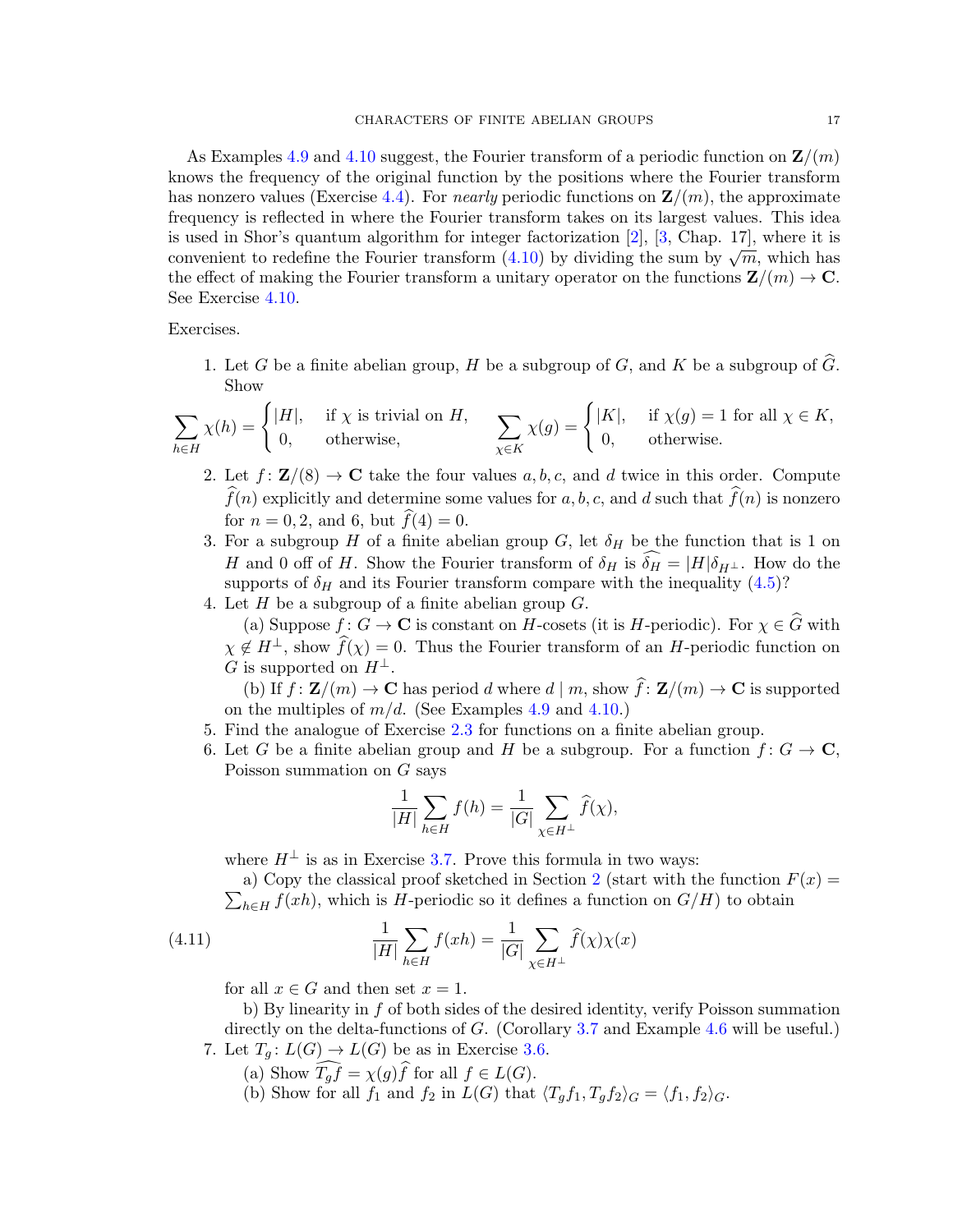As Examples 4.9 and 4.10 suggest, the Fourier transform of a periodic function on $\mathbf{Z}/(m)$ knows the frequency of the original function by the positions where the Fourier transform has nonzero values (Exercise 4.4). For *nearly* periodic functions on $\mathbf{Z}/(m)$, the approximate frequency is reflected in where the Fourier transform takes on its largest values. This idea is used in Shor's quantum algorithm for integer factorization [2], [3, Chap. 17], where it is convenient to redefine the Fourier transform (4.10) by dividing the sum by $\sqrt{m}$, which has the effect of making the Fourier transform a unitary operator on the functions $\mathbf{Z}/(m) \to \mathbf{C}$. See Exercise 4.10.

Exercises.

1. Let $G$ be a finite abelian group, $H$ be a subgroup of $G$, and $K$ be a subgroup of $\widehat{G}$. Show

$$\sum_{h\in H} \chi(h) = \begin{cases} |H|, & \text{if } \chi \text{ is trivial on } H, \\ 0, & \text{otherwise,} \end{cases} \qquad \sum_{\chi\in K} \chi(g) = \begin{cases} |K|, & \text{if } \chi(g) = 1 \text{ for all } \chi \in K, \\ 0, & \text{otherwise.} \end{cases}$$

2. Let $f\colon \mathbf{Z}/(8) \to \mathbf{C}$ take the four values $a, b, c$, and $d$ twice in this order. Compute $\widehat{f}(n)$ explicitly and determine some values for $a, b, c$, and $d$ such that $\widehat{f}(n)$ is nonzero for $n = 0, 2$, and $6$, but $\widehat{f}(4) = 0$.
3. For a subgroup $H$ of a finite abelian group $G$, let $\delta_H$ be the function that is 1 on $H$ and 0 off of $H$. Show the Fourier transform of $\delta_H$ is $\widehat{\delta_H} = |H|\delta_{H^\perp}$. How do the supports of $\delta_H$ and its Fourier transform compare with the inequality (4.5)?
4. Let $H$ be a subgroup of a finite abelian group $G$.
   (a) Suppose $f\colon G \to \mathbf{C}$ is constant on $H$-cosets (it is $H$-periodic). For $\chi \in \widehat{G}$ with $\chi \notin H^\perp$, show $\widehat{f}(\chi) = 0$. Thus the Fourier transform of an $H$-periodic function on $G$ is supported on $H^\perp$.
   (b) If $f\colon \mathbf{Z}/(m) \to \mathbf{C}$ has period $d$ where $d \mid m$, show $\widehat{f}\colon \mathbf{Z}/(m) \to \mathbf{C}$ is supported on the multiples of $m/d$. (See Examples 4.9 and 4.10.)
5. Find the analogue of Exercise 2.3 for functions on a finite abelian group.
6. Let $G$ be a finite abelian group and $H$ be a subgroup. For a function $f\colon G \to \mathbf{C}$, Poisson summation on $G$ says

$$\frac{1}{|H|}\sum_{h\in H} f(h) = \frac{1}{|G|}\sum_{\chi\in H^\perp} \widehat{f}(\chi),$$

   where $H^\perp$ is as in Exercise 3.7. Prove this formula in two ways:
   a) Copy the classical proof sketched in Section 2 (start with the function $F(x) = \sum_{h\in H} f(xh)$, which is $H$-periodic so it defines a function on $G/H$) to obtain

$$\frac{1}{|H|}\sum_{h\in H} f(xh) = \frac{1}{|G|}\sum_{\chi\in H^\perp} \widehat{f}(\chi)\chi(x) \tag{4.11}$$

   for all $x \in G$ and then set $x = 1$.
   b) By linearity in $f$ of both sides of the desired identity, verify Poisson summation directly on the delta-functions of $G$. (Corollary 3.7 and Example 4.6 will be useful.)
7. Let $T_g\colon L(G) \to L(G)$ be as in Exercise 3.6.
   (a) Show $\widehat{T_g f} = \chi(g)\widehat{f}$ for all $f \in L(G)$.
   (b) Show for all $f_1$ and $f_2$ in $L(G)$ that $\langle T_g f_1, T_g f_2\rangle_G = \langle f_1, f_2\rangle_G$.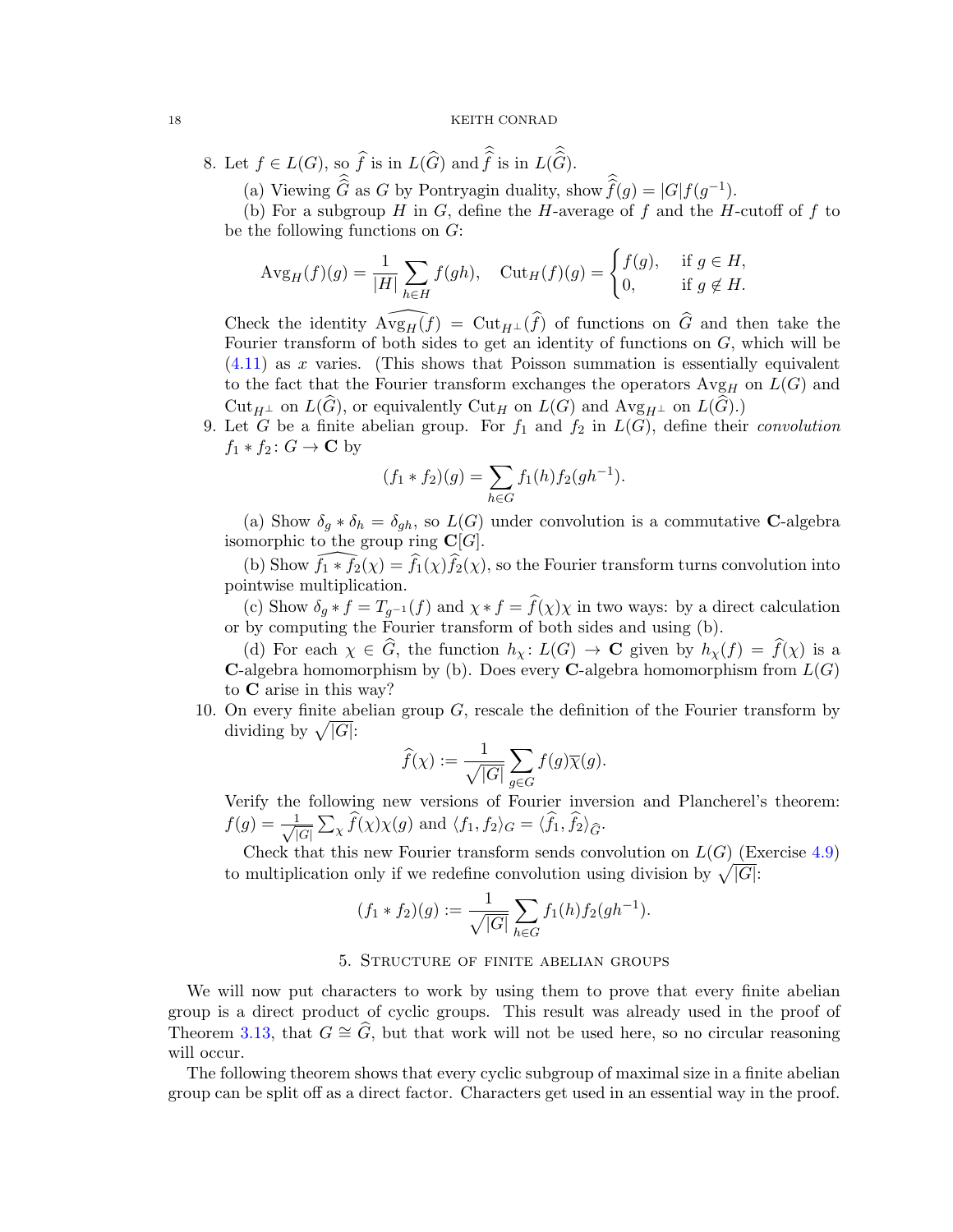8. Let $f \in L(G)$, so $\widehat{f}$ is in $L(\widehat{G})$ and $\widehat{\widehat{f}}$ is in $L(\widehat{\widehat{G}})$.

   (a) Viewing $\widehat{\widehat{G}}$ as $G$ by Pontryagin duality, show $\widehat{\widehat{f}}(g) = |G|f(g^{-1})$.

   (b) For a subgroup $H$ in $G$, define the $H$-average of $f$ and the $H$-cutoff of $f$ to be the following functions on $G$:

$$\mathrm{Avg}_H(f)(g) = \frac{1}{|H|}\sum_{h\in H} f(gh), \quad \mathrm{Cut}_H(f)(g) = \begin{cases} f(g), & \text{if } g \in H, \\ 0, & \text{if } g \notin H. \end{cases}$$

   Check the identity $\widehat{\mathrm{Avg}_H(f)} = \mathrm{Cut}_{H^\perp}(\widehat{f})$ of functions on $\widehat{G}$ and then take the Fourier transform of both sides to get an identity of functions on $G$, which will be (4.11) as $x$ varies. (This shows that Poisson summation is essentially equivalent to the fact that the Fourier transform exchanges the operators $\mathrm{Avg}_H$ on $L(G)$ and $\mathrm{Cut}_{H^\perp}$ on $L(\widehat{G})$, or equivalently $\mathrm{Cut}_H$ on $L(G)$ and $\mathrm{Avg}_{H^\perp}$ on $L(\widehat{G})$.)

9. Let $G$ be a finite abelian group. For $f_1$ and $f_2$ in $L(G)$, define their *convolution* $f_1 * f_2 \colon G \to \mathbf{C}$ by

$$(f_1 * f_2)(g) = \sum_{h\in G} f_1(h)f_2(gh^{-1}).$$

   (a) Show $\delta_g * \delta_h = \delta_{gh}$, so $L(G)$ under convolution is a commutative $\mathbf{C}$-algebra isomorphic to the group ring $\mathbf{C}[G]$.

   (b) Show $\widehat{f_1 * f_2}(\chi) = \widehat{f_1}(\chi)\widehat{f_2}(\chi)$, so the Fourier transform turns convolution into pointwise multiplication.

   (c) Show $\delta_g * f = T_{g^{-1}}(f)$ and $\chi * f = \widehat{f}(\chi)\chi$ in two ways: by a direct calculation or by computing the Fourier transform of both sides and using (b).

   (d) For each $\chi \in \widehat{G}$, the function $h_\chi \colon L(G) \to \mathbf{C}$ given by $h_\chi(f) = \widehat{f}(\chi)$ is a $\mathbf{C}$-algebra homomorphism by (b). Does every $\mathbf{C}$-algebra homomorphism from $L(G)$ to $\mathbf{C}$ arise in this way?

10. On every finite abelian group $G$, rescale the definition of the Fourier transform by dividing by $\sqrt{|G|}$:

$$\widehat{f}(\chi) := \frac{1}{\sqrt{|G|}}\sum_{g\in G} f(g)\overline{\chi}(g).$$

   Verify the following new versions of Fourier inversion and Plancherel's theorem: $f(g) = \frac{1}{\sqrt{|G|}}\sum_\chi \widehat{f}(\chi)\chi(g)$ and $\langle f_1, f_2\rangle_G = \langle \widehat{f_1}, \widehat{f_2}\rangle_{\widehat{G}}$.

   Check that this new Fourier transform sends convolution on $L(G)$ (Exercise 4.9) to multiplication only if we redefine convolution using division by $\sqrt{|G|}$:

$$(f_1 * f_2)(g) := \frac{1}{\sqrt{|G|}}\sum_{h\in G} f_1(h)f_2(gh^{-1}).$$

## 5. Structure of finite abelian groups

We will now put characters to work by using them to prove that every finite abelian group is a direct product of cyclic groups. This result was already used in the proof of Theorem 3.13, that $G \cong \widehat{G}$, but that work will not be used here, so no circular reasoning will occur.

The following theorem shows that every cyclic subgroup of maximal size in a finite abelian group can be split off as a direct factor. Characters get used in an essential way in the proof.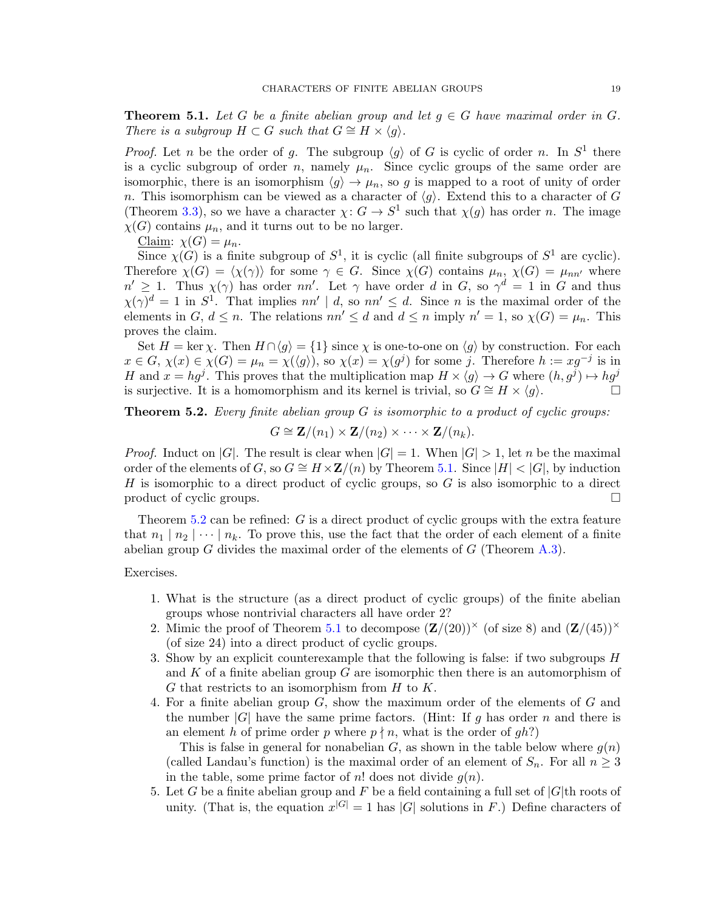**Theorem 5.1.** *Let $G$ be a finite abelian group and let $g \in G$ have maximal order in $G$. There is a subgroup $H \subset G$ such that $G \cong H \times \langle g \rangle$.*

*Proof.* Let $n$ be the order of $g$. The subgroup $\langle g \rangle$ of $G$ is cyclic of order $n$. In $S^1$ there is a cyclic subgroup of order $n$, namely $\mu_n$. Since cyclic groups of the same order are isomorphic, there is an isomorphism $\langle g \rangle \to \mu_n$, so $g$ is mapped to a root of unity of order $n$. This isomorphism can be viewed as a character of $\langle g \rangle$. Extend this to a character of $G$ (Theorem 3.3), so we have a character $\chi \colon G \to S^1$ such that $\chi(g)$ has order $n$. The image $\chi(G)$ contains $\mu_n$, and it turns out to be no larger.

Claim: $\chi(G) = \mu_n$.

Since $\chi(G)$ is a finite subgroup of $S^1$, it is cyclic (all finite subgroups of $S^1$ are cyclic). Therefore $\chi(G) = \langle \chi(\gamma) \rangle$ for some $\gamma \in G$. Since $\chi(G)$ contains $\mu_n$, $\chi(G) = \mu_{nn'}$ where $n' \geq 1$. Thus $\chi(\gamma)$ has order $nn'$. Let $\gamma$ have order $d$ in $G$, so $\gamma^d = 1$ in $G$ and thus $\chi(\gamma)^d = 1$ in $S^1$. That implies $nn' \mid d$, so $nn' \leq d$. Since $n$ is the maximal order of the elements in $G$, $d \leq n$. The relations $nn' \leq d$ and $d \leq n$ imply $n' = 1$, so $\chi(G) = \mu_n$. This proves the claim.

Set $H = \ker \chi$. Then $H \cap \langle g \rangle = \{1\}$ since $\chi$ is one-to-one on $\langle g \rangle$ by construction. For each $x \in G$, $\chi(x) \in \chi(G) = \mu_n = \chi(\langle g \rangle)$, so $\chi(x) = \chi(g^j)$ for some $j$. Therefore $h := xg^{-j}$ is in $H$ and $x = hg^j$. This proves that the multiplication map $H \times \langle g \rangle \to G$ where $(h, g^j) \mapsto hg^j$ is surjective. It is a homomorphism and its kernel is trivial, so $G \cong H \times \langle g \rangle$. □

**Theorem 5.2.** *Every finite abelian group $G$ is isomorphic to a product of cyclic groups:*

$$G \cong \mathbf{Z}/(n_1) \times \mathbf{Z}/(n_2) \times \cdots \times \mathbf{Z}/(n_k).$$

*Proof.* Induct on $|G|$. The result is clear when $|G| = 1$. When $|G| > 1$, let $n$ be the maximal order of the elements of $G$, so $G \cong H \times \mathbf{Z}/(n)$ by Theorem 5.1. Since $|H| < |G|$, by induction $H$ is isomorphic to a direct product of cyclic groups, so $G$ is also isomorphic to a direct product of cyclic groups. □

Theorem 5.2 can be refined: $G$ is a direct product of cyclic groups with the extra feature that $n_1 \mid n_2 \mid \cdots \mid n_k$. To prove this, use the fact that the order of each element of a finite abelian group $G$ divides the maximal order of the elements of $G$ (Theorem A.3).

Exercises.

1. What is the structure (as a direct product of cyclic groups) of the finite abelian groups whose nontrivial characters all have order 2?
2. Mimic the proof of Theorem 5.1 to decompose $(\mathbf{Z}/(20))^\times$ (of size 8) and $(\mathbf{Z}/(45))^\times$ (of size 24) into a direct product of cyclic groups.
3. Show by an explicit counterexample that the following is false: if two subgroups $H$ and $K$ of a finite abelian group $G$ are isomorphic then there is an automorphism of $G$ that restricts to an isomorphism from $H$ to $K$.
4. For a finite abelian group $G$, show the maximum order of the elements of $G$ and the number $|G|$ have the same prime factors. (Hint: If $g$ has order $n$ and there is an element $h$ of prime order $p$ where $p \nmid n$, what is the order of $gh$?)

   This is false in general for nonabelian $G$, as shown in the table below where $g(n)$ (called Landau's function) is the maximal order of an element of $S_n$. For all $n \geq 3$ in the table, some prime factor of $n!$ does not divide $g(n)$.
5. Let $G$ be a finite abelian group and $F$ be a field containing a full set of $|G|$th roots of unity. (That is, the equation $x^{|G|} = 1$ has $|G|$ solutions in $F$.) Define characters of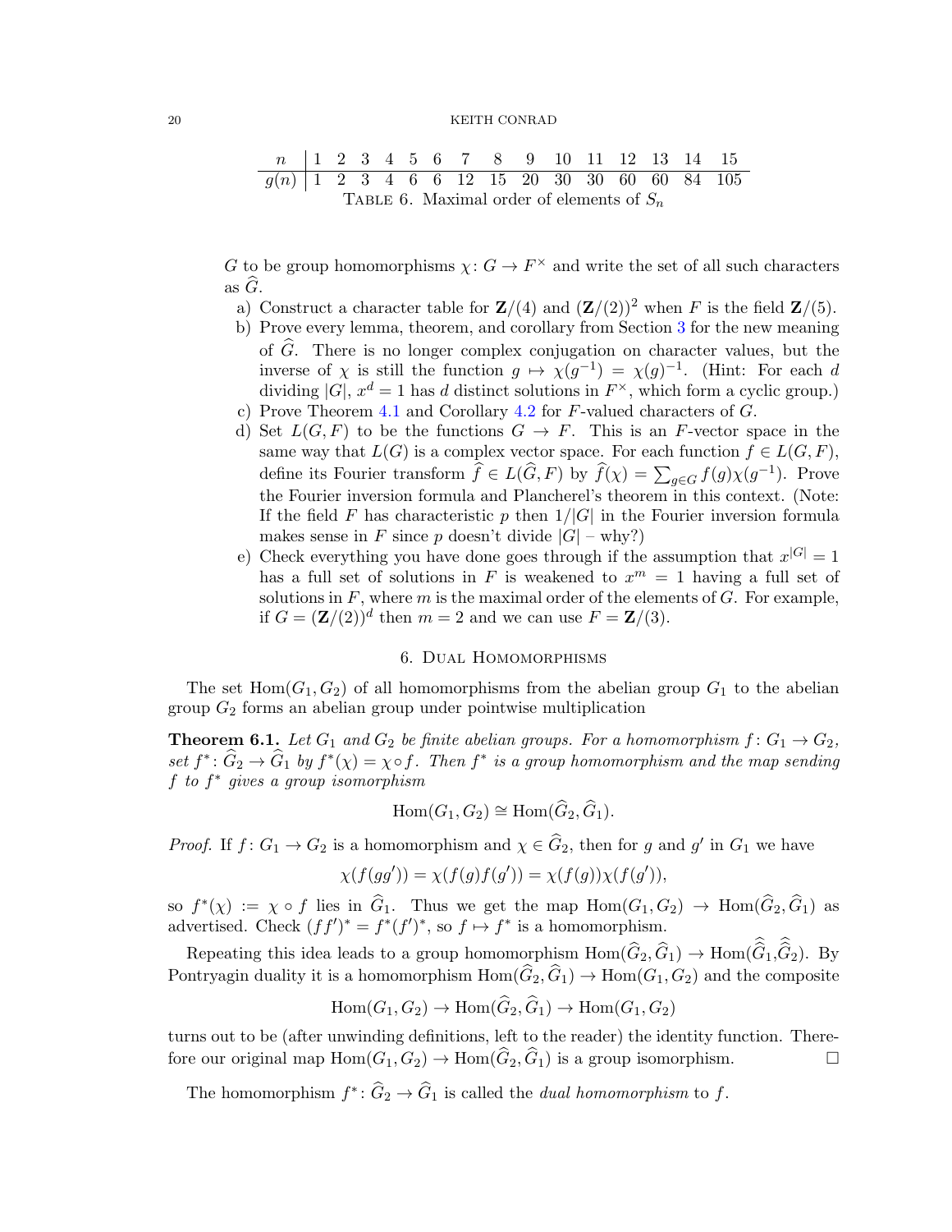| $n$ | 1 | 2 | 3 | 4 | 5 | 6 | 7 | 8 | 9 | 10 | 11 | 12 | 13 | 14 | 15 |
|---|---|---|---|---|---|---|---|---|---|---|---|---|---|---|---|
| $g(n)$ | 1 | 2 | 3 | 4 | 6 | 6 | 12 | 15 | 20 | 30 | 30 | 60 | 60 | 84 | 105 |

Table 6. Maximal order of elements of $S_n$

$G$ to be group homomorphisms $\chi\colon G \to F^\times$ and write the set of all such characters as $\widehat{G}$.

a) Construct a character table for $\mathbf{Z}/(4)$ and $(\mathbf{Z}/(2))^2$ when $F$ is the field $\mathbf{Z}/(5)$.
b) Prove every lemma, theorem, and corollary from Section 3 for the new meaning of $\widehat{G}$. There is no longer complex conjugation on character values, but the inverse of $\chi$ is still the function $g \mapsto \chi(g^{-1}) = \chi(g)^{-1}$. (Hint: For each $d$ dividing $|G|$, $x^d = 1$ has $d$ distinct solutions in $F^\times$, which form a cyclic group.)
c) Prove Theorem 4.1 and Corollary 4.2 for $F$-valued characters of $G$.
d) Set $L(G, F)$ to be the functions $G \to F$. This is an $F$-vector space in the same way that $L(G)$ is a complex vector space. For each function $f \in L(G, F)$, define its Fourier transform $\widehat{f} \in L(\widehat{G}, F)$ by $\widehat{f}(\chi) = \sum_{g\in G} f(g)\chi(g^{-1})$. Prove the Fourier inversion formula and Plancherel's theorem in this context. (Note: If the field $F$ has characteristic $p$ then $1/|G|$ in the Fourier inversion formula makes sense in $F$ since $p$ doesn't divide $|G|$ – why?)
e) Check everything you have done goes through if the assumption that $x^{|G|} = 1$ has a full set of solutions in $F$ is weakened to $x^m = 1$ having a full set of solutions in $F$, where $m$ is the maximal order of the elements of $G$. For example, if $G = (\mathbf{Z}/(2))^d$ then $m = 2$ and we can use $F = \mathbf{Z}/(3)$.

## 6. Dual Homomorphisms

The set $\operatorname{Hom}(G_1, G_2)$ of all homomorphisms from the abelian group $G_1$ to the abelian group $G_2$ forms an abelian group under pointwise multiplication

**Theorem 6.1.** *Let $G_1$ and $G_2$ be finite abelian groups. For a homomorphism $f\colon G_1 \to G_2$, set $f^*\colon \widehat{G}_2 \to \widehat{G}_1$ by $f^*(\chi) = \chi \circ f$. Then $f^*$ is a group homomorphism and the map sending $f$ to $f^*$ gives a group isomorphism*

$$\operatorname{Hom}(G_1, G_2) \cong \operatorname{Hom}(\widehat{G}_2, \widehat{G}_1).$$

*Proof.* If $f\colon G_1 \to G_2$ is a homomorphism and $\chi \in \widehat{G}_2$, then for $g$ and $g'$ in $G_1$ we have

$$\chi(f(gg')) = \chi(f(g)f(g')) = \chi(f(g))\chi(f(g')),$$

so $f^*(\chi) := \chi \circ f$ lies in $\widehat{G}_1$. Thus we get the map $\operatorname{Hom}(G_1, G_2) \to \operatorname{Hom}(\widehat{G}_2, \widehat{G}_1)$ as advertised. Check $(ff')^* = f^*(f')^*$, so $f \mapsto f^*$ is a homomorphism.

Repeating this idea leads to a group homomorphism $\operatorname{Hom}(\widehat{G}_2, \widehat{G}_1) \to \operatorname{Hom}(\widehat{\widehat{G}}_1, \widehat{\widehat{G}}_2)$. By Pontryagin duality it is a homomorphism $\operatorname{Hom}(\widehat{G}_2, \widehat{G}_1) \to \operatorname{Hom}(G_1, G_2)$ and the composite

$$\operatorname{Hom}(G_1, G_2) \to \operatorname{Hom}(\widehat{G}_2, \widehat{G}_1) \to \operatorname{Hom}(G_1, G_2)$$

turns out to be (after unwinding definitions, left to the reader) the identity function. Therefore our original map $\operatorname{Hom}(G_1, G_2) \to \operatorname{Hom}(\widehat{G}_2, \widehat{G}_1)$ is a group isomorphism. $\square$

The homomorphism $f^*\colon \widehat{G}_2 \to \widehat{G}_1$ is called the *dual homomorphism* to $f$.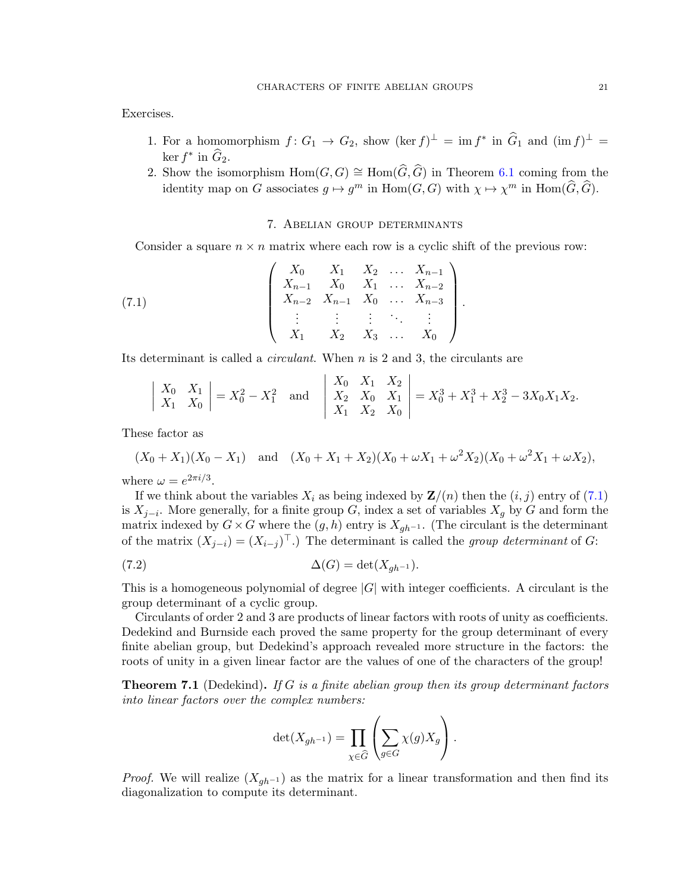Exercises.

1. For a homomorphism $f\colon G_1 \to G_2$, show $(\ker f)^\perp = \operatorname{im} f^*$ in $\widehat{G}_1$ and $(\operatorname{im} f)^\perp = \ker f^*$ in $\widehat{G}_2$.
2. Show the isomorphism $\operatorname{Hom}(G, G) \cong \operatorname{Hom}(\widehat{G}, \widehat{G})$ in Theorem 6.1 coming from the identity map on $G$ associates $g \mapsto g^m$ in $\operatorname{Hom}(G, G)$ with $\chi \mapsto \chi^m$ in $\operatorname{Hom}(\widehat{G}, \widehat{G})$.

## 7. Abelian group determinants

Consider a square $n \times n$ matrix where each row is a cyclic shift of the previous row:

$$\begin{pmatrix} X_0 & X_1 & X_2 & \dots & X_{n-1} \\ X_{n-1} & X_0 & X_1 & \dots & X_{n-2} \\ X_{n-2} & X_{n-1} & X_0 & \dots & X_{n-3} \\ \vdots & \vdots & \vdots & \ddots & \vdots \\ X_1 & X_2 & X_3 & \dots & X_0 \end{pmatrix}. \tag{7.1}$$

Its determinant is called a *circulant*. When $n$ is 2 and 3, the circulants are

$$\begin{vmatrix} X_0 & X_1 \\ X_1 & X_0 \end{vmatrix} = X_0^2 - X_1^2 \quad \text{and} \quad \begin{vmatrix} X_0 & X_1 & X_2 \\ X_2 & X_0 & X_1 \\ X_1 & X_2 & X_0 \end{vmatrix} = X_0^3 + X_1^3 + X_2^3 - 3X_0X_1X_2.$$

These factor as

$$(X_0 + X_1)(X_0 - X_1) \quad \text{and} \quad (X_0 + X_1 + X_2)(X_0 + \omega X_1 + \omega^2 X_2)(X_0 + \omega^2 X_1 + \omega X_2),$$

where $\omega = e^{2\pi i/3}$.

If we think about the variables $X_i$ as being indexed by $\mathbf{Z}/(n)$ then the $(i, j)$ entry of (7.1) is $X_{j-i}$. More generally, for a finite group $G$, index a set of variables $X_g$ by $G$ and form the matrix indexed by $G \times G$ where the $(g, h)$ entry is $X_{gh^{-1}}$. (The circulant is the determinant of the matrix $(X_{j-i}) = (X_{i-j})^\top$.) The determinant is called the *group determinant* of $G$:

$$\Delta(G) = \det(X_{gh^{-1}}). \tag{7.2}$$

This is a homogeneous polynomial of degree $|G|$ with integer coefficients. A circulant is the group determinant of a cyclic group.

Circulants of order 2 and 3 are products of linear factors with roots of unity as coefficients. Dedekind and Burnside each proved the same property for the group determinant of every finite abelian group, but Dedekind's approach revealed more structure in the factors: the roots of unity in a given linear factor are the values of one of the characters of the group!

**Theorem 7.1** (Dedekind)**.** *If $G$ is a finite abelian group then its group determinant factors into linear factors over the complex numbers:*

$$\det(X_{gh^{-1}}) = \prod_{\chi \in \widehat{G}} \left( \sum_{g \in G} \chi(g) X_g \right).$$

*Proof.* We will realize $(X_{gh^{-1}})$ as the matrix for a linear transformation and then find its diagonalization to compute its determinant.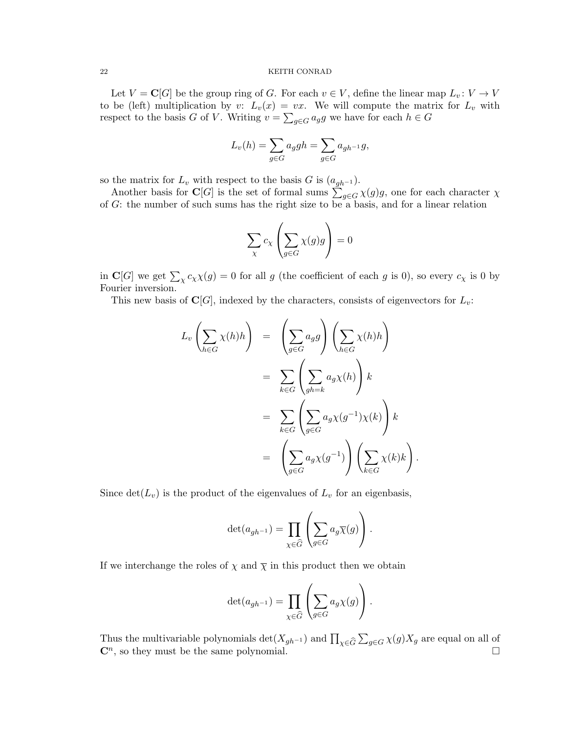Let $V = \mathbf{C}[G]$ be the group ring of $G$. For each $v \in V$, define the linear map $L_v \colon V \to V$ to be (left) multiplication by $v$: $L_v(x) = vx$. We will compute the matrix for $L_v$ with respect to the basis $G$ of $V$. Writing $v = \sum_{g \in G} a_g g$ we have for each $h \in G$

$$L_v(h) = \sum_{g \in G} a_g gh = \sum_{g \in G} a_{gh^{-1}} g,$$

so the matrix for $L_v$ with respect to the basis $G$ is $(a_{gh^{-1}})$.

Another basis for $\mathbf{C}[G]$ is the set of formal sums $\sum_{g \in G} \chi(g) g$, one for each character $\chi$ of $G$: the number of such sums has the right size to be a basis, and for a linear relation

$$\sum_{\chi} c_\chi \left( \sum_{g \in G} \chi(g) g \right) = 0$$

in $\mathbf{C}[G]$ we get $\sum_\chi c_\chi \chi(g) = 0$ for all $g$ (the coefficient of each $g$ is 0), so every $c_\chi$ is 0 by Fourier inversion.

This new basis of $\mathbf{C}[G]$, indexed by the characters, consists of eigenvectors for $L_v$:

$$\begin{aligned}
L_v \left( \sum_{h \in G} \chi(h) h \right) &= \left( \sum_{g \in G} a_g g \right) \left( \sum_{h \in G} \chi(h) h \right) \\
&= \sum_{k \in G} \left( \sum_{gh = k} a_g \chi(h) \right) k \\
&= \sum_{k \in G} \left( \sum_{g \in G} a_g \chi(g^{-1}) \chi(k) \right) k \\
&= \left( \sum_{g \in G} a_g \chi(g^{-1}) \right) \left( \sum_{k \in G} \chi(k) k \right).
\end{aligned}$$

Since $\det(L_v)$ is the product of the eigenvalues of $L_v$ for an eigenbasis,

$$\det(a_{gh^{-1}}) = \prod_{\chi \in \widehat{G}} \left( \sum_{g \in G} a_g \overline{\chi}(g) \right).$$

If we interchange the roles of $\chi$ and $\overline{\chi}$ in this product then we obtain

$$\det(a_{gh^{-1}}) = \prod_{\chi \in \widehat{G}} \left( \sum_{g \in G} a_g \chi(g) \right).$$

Thus the multivariable polynomials $\det(X_{gh^{-1}})$ and $\prod_{\chi \in \widehat{G}} \sum_{g \in G} \chi(g) X_g$ are equal on all of $\mathbf{C}^n$, so they must be the same polynomial. $\square$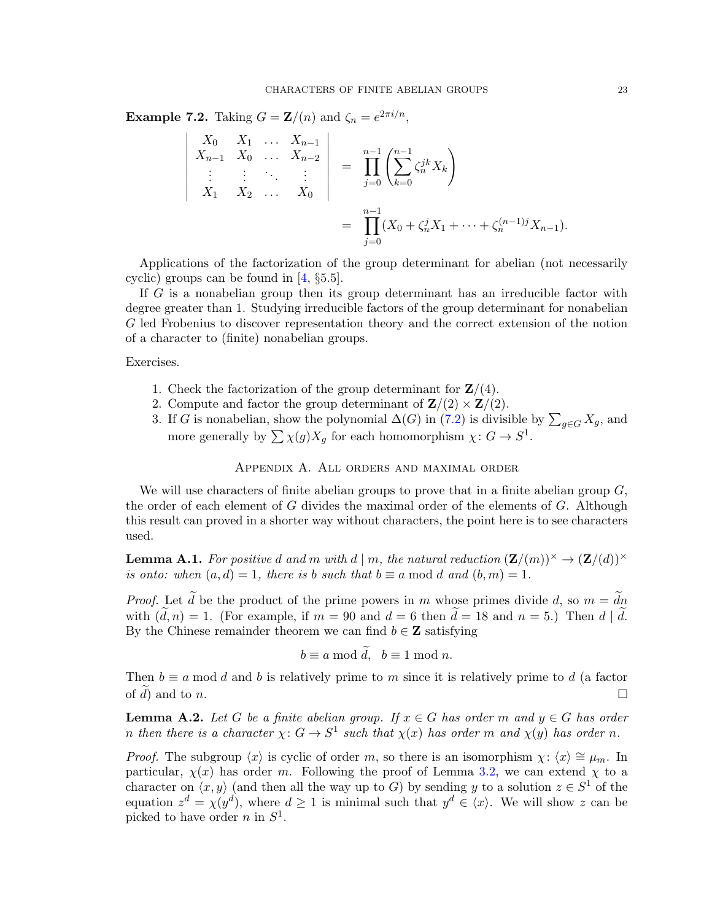**Example 7.2.** Taking $G = \mathbf{Z}/(n)$ and $\zeta_n = e^{2\pi i/n}$,

$$\begin{vmatrix} X_0 & X_1 & \dots & X_{n-1} \\ X_{n-1} & X_0 & \dots & X_{n-2} \\ \vdots & \vdots & \ddots & \vdots \\ X_1 & X_2 & \dots & X_0 \end{vmatrix} = \prod_{j=0}^{n-1}\left(\sum_{k=0}^{n-1}\zeta_n^{jk}X_k\right)$$

$$= \prod_{j=0}^{n-1}(X_0 + \zeta_n^j X_1 + \cdots + \zeta_n^{(n-1)j}X_{n-1}).$$

Applications of the factorization of the group determinant for abelian (not necessarily cyclic) groups can be found in [4, §5.5].

If $G$ is a nonabelian group then its group determinant has an irreducible factor with degree greater than 1. Studying irreducible factors of the group determinant for nonabelian $G$ led Frobenius to discover representation theory and the correct extension of the notion of a character to (finite) nonabelian groups.

Exercises.

1. Check the factorization of the group determinant for $\mathbf{Z}/(4)$.
2. Compute and factor the group determinant of $\mathbf{Z}/(2) \times \mathbf{Z}/(2)$.
3. If $G$ is nonabelian, show the polynomial $\Delta(G)$ in (7.2) is divisible by $\sum_{g\in G} X_g$, and more generally by $\sum \chi(g)X_g$ for each homomorphism $\chi\colon G \to S^1$.

## Appendix A. All orders and maximal order

We will use characters of finite abelian groups to prove that in a finite abelian group $G$, the order of each element of $G$ divides the maximal order of the elements of $G$. Although this result can proved in a shorter way without characters, the point here is to see characters used.

**Lemma A.1.** *For positive $d$ and $m$ with $d \mid m$, the natural reduction $(\mathbf{Z}/(m))^\times \to (\mathbf{Z}/(d))^\times$ is onto: when $(a, d) = 1$, there is $b$ such that $b \equiv a \bmod d$ and $(b, m) = 1$.*

*Proof.* Let $\widetilde{d}$ be the product of the prime powers in $m$ whose primes divide $d$, so $m = \widetilde{d}n$ with $(\widetilde{d}, n) = 1$. (For example, if $m = 90$ and $d = 6$ then $\widetilde{d} = 18$ and $n = 5$.) Then $d \mid \widetilde{d}$. By the Chinese remainder theorem we can find $b \in \mathbf{Z}$ satisfying

$$b \equiv a \bmod \widetilde{d}, \quad b \equiv 1 \bmod n.$$

Then $b \equiv a \bmod d$ and $b$ is relatively prime to $m$ since it is relatively prime to $d$ (a factor of $\widetilde{d}$) and to $n$. $\square$

**Lemma A.2.** *Let $G$ be a finite abelian group. If $x \in G$ has order $m$ and $y \in G$ has order $n$ then there is a character $\chi\colon G \to S^1$ such that $\chi(x)$ has order $m$ and $\chi(y)$ has order $n$.*

*Proof.* The subgroup $\langle x\rangle$ is cyclic of order $m$, so there is an isomorphism $\chi\colon \langle x\rangle \cong \mu_m$. In particular, $\chi(x)$ has order $m$. Following the proof of Lemma 3.2, we can extend $\chi$ to a character on $\langle x, y\rangle$ (and then all the way up to $G$) by sending $y$ to a solution $z \in S^1$ of the equation $z^d = \chi(y^d)$, where $d \geq 1$ is minimal such that $y^d \in \langle x\rangle$. We will show $z$ can be picked to have order $n$ in $S^1$.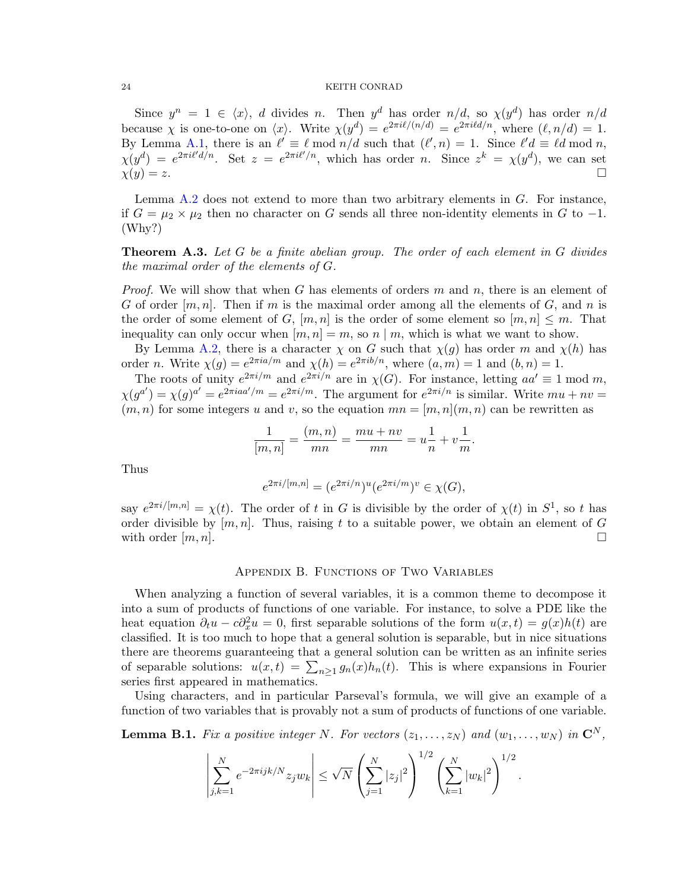Since $y^n = 1 \in \langle x \rangle$, $d$ divides $n$. Then $y^d$ has order $n/d$, so $\chi(y^d)$ has order $n/d$ because $\chi$ is one-to-one on $\langle x \rangle$. Write $\chi(y^d) = e^{2\pi i \ell/(n/d)} = e^{2\pi i \ell d/n}$, where $(\ell, n/d) = 1$. By Lemma A.1, there is an $\ell' \equiv \ell \bmod n/d$ such that $(\ell', n) = 1$. Since $\ell' d \equiv \ell d \bmod n$, $\chi(y^d) = e^{2\pi i \ell' d/n}$. Set $z = e^{2\pi i \ell'/n}$, which has order $n$. Since $z^k = \chi(y^d)$, we can set $\chi(y) = z$. □

Lemma A.2 does not extend to more than two arbitrary elements in $G$. For instance, if $G = \mu_2 \times \mu_2$ then no character on $G$ sends all three non-identity elements in $G$ to $-1$. (Why?)

**Theorem A.3.** *Let $G$ be a finite abelian group. The order of each element in $G$ divides the maximal order of the elements of $G$.*

*Proof.* We will show that when $G$ has elements of orders $m$ and $n$, there is an element of $G$ of order $[m, n]$. Then if $m$ is the maximal order among all the elements of $G$, and $n$ is the order of some element of $G$, $[m, n]$ is the order of some element so $[m, n] \leq m$. That inequality can only occur when $[m, n] = m$, so $n \mid m$, which is what we want to show.

By Lemma A.2, there is a character $\chi$ on $G$ such that $\chi(g)$ has order $m$ and $\chi(h)$ has order $n$. Write $\chi(g) = e^{2\pi i a/m}$ and $\chi(h) = e^{2\pi i b/n}$, where $(a, m) = 1$ and $(b, n) = 1$.

The roots of unity $e^{2\pi i/m}$ and $e^{2\pi i/n}$ are in $\chi(G)$. For instance, letting $aa' \equiv 1 \bmod m$, $\chi(g^{a'}) = \chi(g)^{a'} = e^{2\pi i a a'/m} = e^{2\pi i/m}$. The argument for $e^{2\pi i/n}$ is similar. Write $mu + nv = (m, n)$ for some integers $u$ and $v$, so the equation $mn = [m, n](m, n)$ can be rewritten as

$$\frac{1}{[m, n]} = \frac{(m, n)}{mn} = \frac{mu + nv}{mn} = u\frac{1}{n} + v\frac{1}{m}.$$

Thus

$$e^{2\pi i/[m,n]} = (e^{2\pi i/n})^u (e^{2\pi i/m})^v \in \chi(G),$$

say $e^{2\pi i/[m,n]} = \chi(t)$. The order of $t$ in $G$ is divisible by the order of $\chi(t)$ in $S^1$, so $t$ has order divisible by $[m, n]$. Thus, raising $t$ to a suitable power, we obtain an element of $G$ with order $[m, n]$. □

## Appendix B. Functions of Two Variables

When analyzing a function of several variables, it is a common theme to decompose it into a sum of products of functions of one variable. For instance, to solve a PDE like the heat equation $\partial_t u - c\partial_x^2 u = 0$, first separable solutions of the form $u(x, t) = g(x)h(t)$ are classified. It is too much to hope that a general solution is separable, but in nice situations there are theorems guaranteeing that a general solution can be written as an infinite series of separable solutions: $u(x, t) = \sum_{n \geq 1} g_n(x)h_n(t)$. This is where expansions in Fourier series first appeared in mathematics.

Using characters, and in particular Parseval's formula, we will give an example of a function of two variables that is provably not a sum of products of functions of one variable.

**Lemma B.1.** *Fix a positive integer $N$. For vectors $(z_1, \ldots, z_N)$ and $(w_1, \ldots, w_N)$ in $\mathbf{C}^N$,*

$$\left| \sum_{j,k=1}^{N} e^{-2\pi i jk/N} z_j w_k \right| \leq \sqrt{N} \left( \sum_{j=1}^{N} |z_j|^2 \right)^{1/2} \left( \sum_{k=1}^{N} |w_k|^2 \right)^{1/2}.$$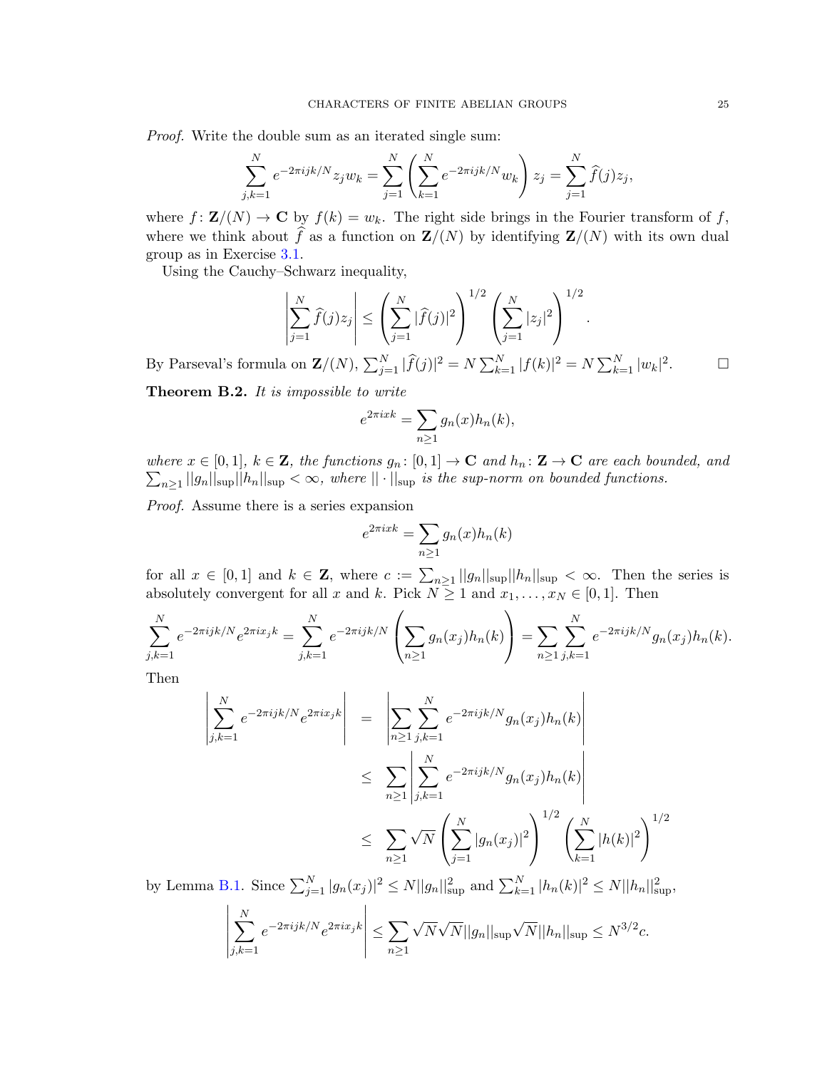*Proof.* Write the double sum as an iterated single sum:

$$\sum_{j,k=1}^{N} e^{-2\pi ijk/N} z_j w_k = \sum_{j=1}^{N} \left( \sum_{k=1}^{N} e^{-2\pi ijk/N} w_k \right) z_j = \sum_{j=1}^{N} \widehat{f}(j) z_j,$$

where $f\colon \mathbf{Z}/(N) \to \mathbf{C}$ by $f(k) = w_k$. The right side brings in the Fourier transform of $f$, where we think about $\widehat{f}$ as a function on $\mathbf{Z}/(N)$ by identifying $\mathbf{Z}/(N)$ with its own dual group as in Exercise 3.1.

Using the Cauchy–Schwarz inequality,

$$\left| \sum_{j=1}^{N} \widehat{f}(j) z_j \right| \leq \left( \sum_{j=1}^{N} |\widehat{f}(j)|^2 \right)^{1/2} \left( \sum_{j=1}^{N} |z_j|^2 \right)^{1/2}.$$

By Parseval's formula on $\mathbf{Z}/(N)$, $\sum_{j=1}^{N} |\widehat{f}(j)|^2 = N \sum_{k=1}^{N} |f(k)|^2 = N \sum_{k=1}^{N} |w_k|^2$. $\square$

**Theorem B.2.** *It is impossible to write*

$$e^{2\pi ixk} = \sum_{n \geq 1} g_n(x) h_n(k),$$

*where $x \in [0,1]$, $k \in \mathbf{Z}$, the functions $g_n\colon [0,1] \to \mathbf{C}$ and $h_n\colon \mathbf{Z} \to \mathbf{C}$ are each bounded, and $\sum_{n \geq 1} ||g_n||_{\sup} ||h_n||_{\sup} < \infty$, where $|| \cdot ||_{\sup}$ is the sup-norm on bounded functions.*

*Proof.* Assume there is a series expansion

$$e^{2\pi ixk} = \sum_{n \geq 1} g_n(x) h_n(k)$$

for all $x \in [0,1]$ and $k \in \mathbf{Z}$, where $c := \sum_{n \geq 1} ||g_n||_{\sup} ||h_n||_{\sup} < \infty$. Then the series is absolutely convergent for all $x$ and $k$. Pick $N \geq 1$ and $x_1, \ldots, x_N \in [0,1]$. Then

$$\sum_{j,k=1}^{N} e^{-2\pi ijk/N} e^{2\pi ix_j k} = \sum_{j,k=1}^{N} e^{-2\pi ijk/N} \left( \sum_{n \geq 1} g_n(x_j) h_n(k) \right) = \sum_{n \geq 1} \sum_{j,k=1}^{N} e^{-2\pi ijk/N} g_n(x_j) h_n(k).$$

Then

$$\begin{aligned}
\left| \sum_{j,k=1}^{N} e^{-2\pi ijk/N} e^{2\pi ix_j k} \right| &= \left| \sum_{n \geq 1} \sum_{j,k=1}^{N} e^{-2\pi ijk/N} g_n(x_j) h_n(k) \right| \\
&\leq \sum_{n \geq 1} \left| \sum_{j,k=1}^{N} e^{-2\pi ijk/N} g_n(x_j) h_n(k) \right| \\
&\leq \sum_{n \geq 1} \sqrt{N} \left( \sum_{j=1}^{N} |g_n(x_j)|^2 \right)^{1/2} \left( \sum_{k=1}^{N} |h(k)|^2 \right)^{1/2}
\end{aligned}$$

by Lemma B.1. Since $\sum_{j=1}^{N} |g_n(x_j)|^2 \leq N ||g_n||_{\sup}^2$ and $\sum_{k=1}^{N} |h_n(k)|^2 \leq N ||h_n||_{\sup}^2$,

$$\left| \sum_{j,k=1}^{N} e^{-2\pi ijk/N} e^{2\pi ix_j k} \right| \leq \sum_{n \geq 1} \sqrt{N} \sqrt{N} ||g_n||_{\sup} \sqrt{N} ||h_n||_{\sup} \leq N^{3/2} c.$$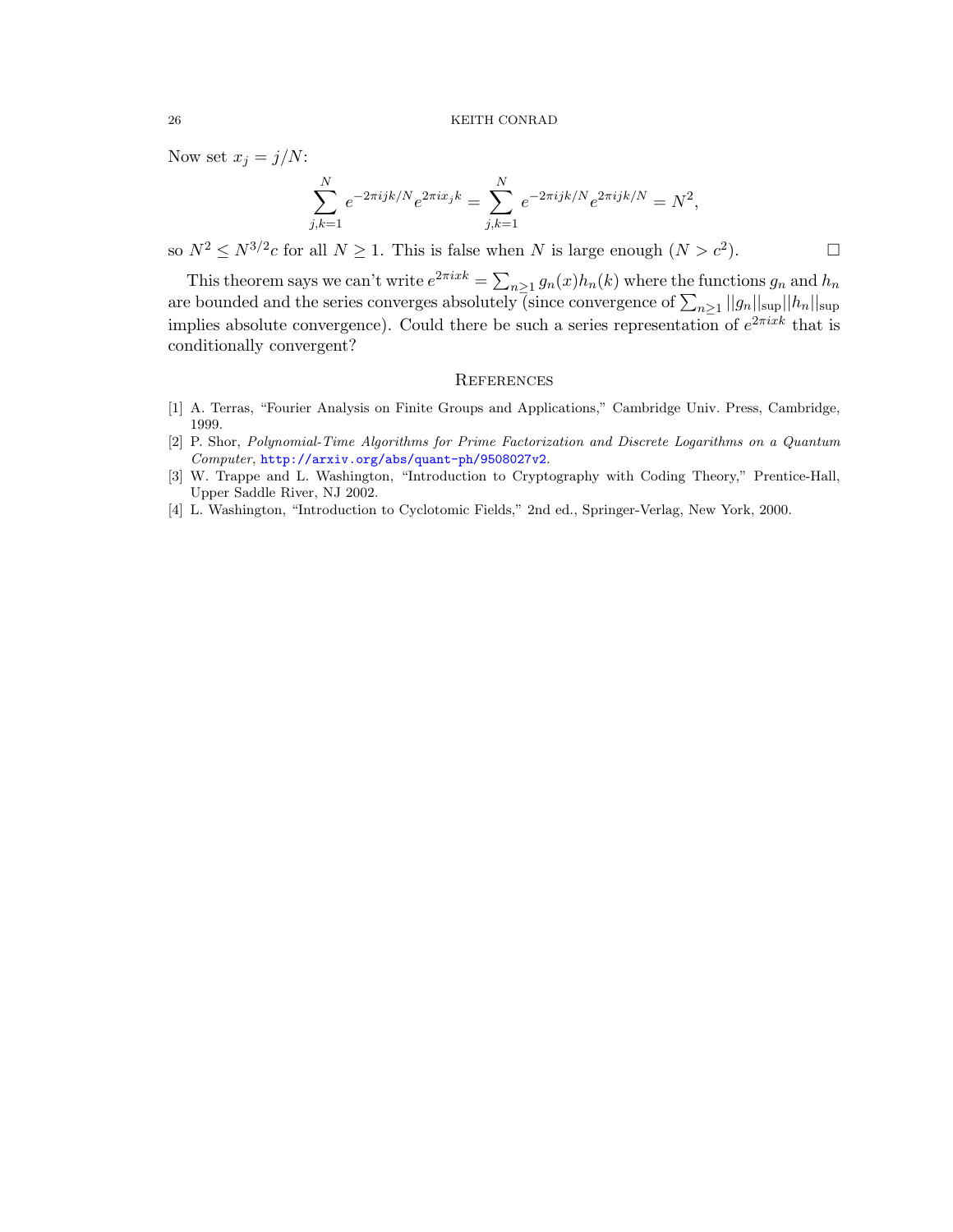Now set $x_j = j/N$:

$$\sum_{j,k=1}^{N} e^{-2\pi ijk/N} e^{2\pi i x_j k} = \sum_{j,k=1}^{N} e^{-2\pi ijk/N} e^{2\pi ijk/N} = N^2,$$

so $N^2 \leq N^{3/2}c$ for all $N \geq 1$. This is false when $N$ is large enough ($N > c^2$). □

This theorem says we can't write $e^{2\pi ixk} = \sum_{n\geq 1} g_n(x)h_n(k)$ where the functions $g_n$ and $h_n$ are bounded and the series converges absolutely (since convergence of $\sum_{n\geq 1} ||g_n||_{\text{sup}}||h_n||_{\text{sup}}$ implies absolute convergence). Could there be such a series representation of $e^{2\pi ixk}$ that is conditionally convergent?

## References

[1] A. Terras, "Fourier Analysis on Finite Groups and Applications," Cambridge Univ. Press, Cambridge, 1999.

[2] P. Shor, *Polynomial-Time Algorithms for Prime Factorization and Discrete Logarithms on a Quantum Computer*, http://arxiv.org/abs/quant-ph/9508027v2.

[3] W. Trappe and L. Washington, "Introduction to Cryptography with Coding Theory," Prentice-Hall, Upper Saddle River, NJ 2002.

[4] L. Washington, "Introduction to Cyclotomic Fields," 2nd ed., Springer-Verlag, New York, 2000.